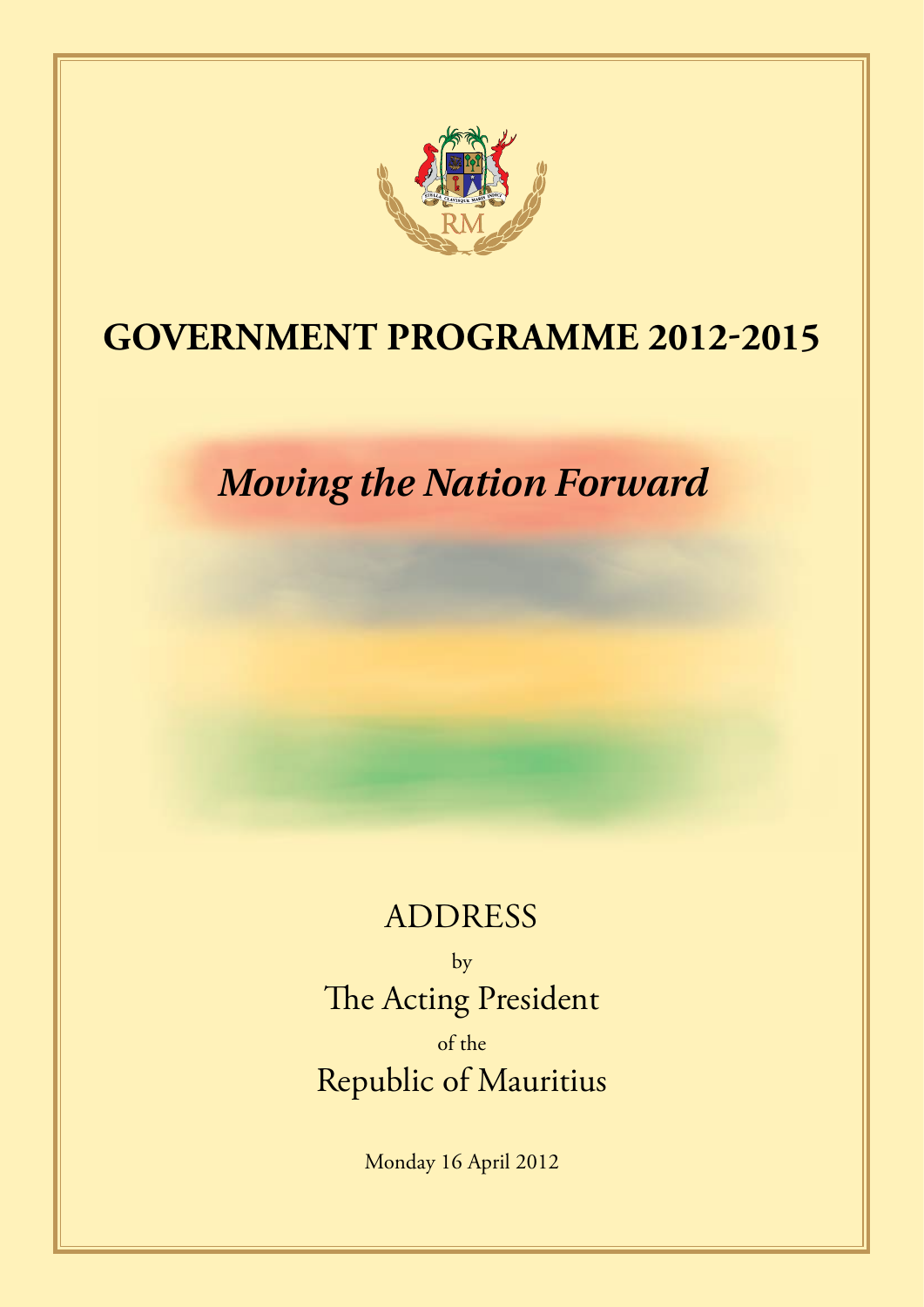# GOVERNMENT PROGRAMME 2012-2015

## *Moving the Nation Forward*

ADDRESS

by

The Acting President

of the

Republic of Mauritius

Monday 16 April 2012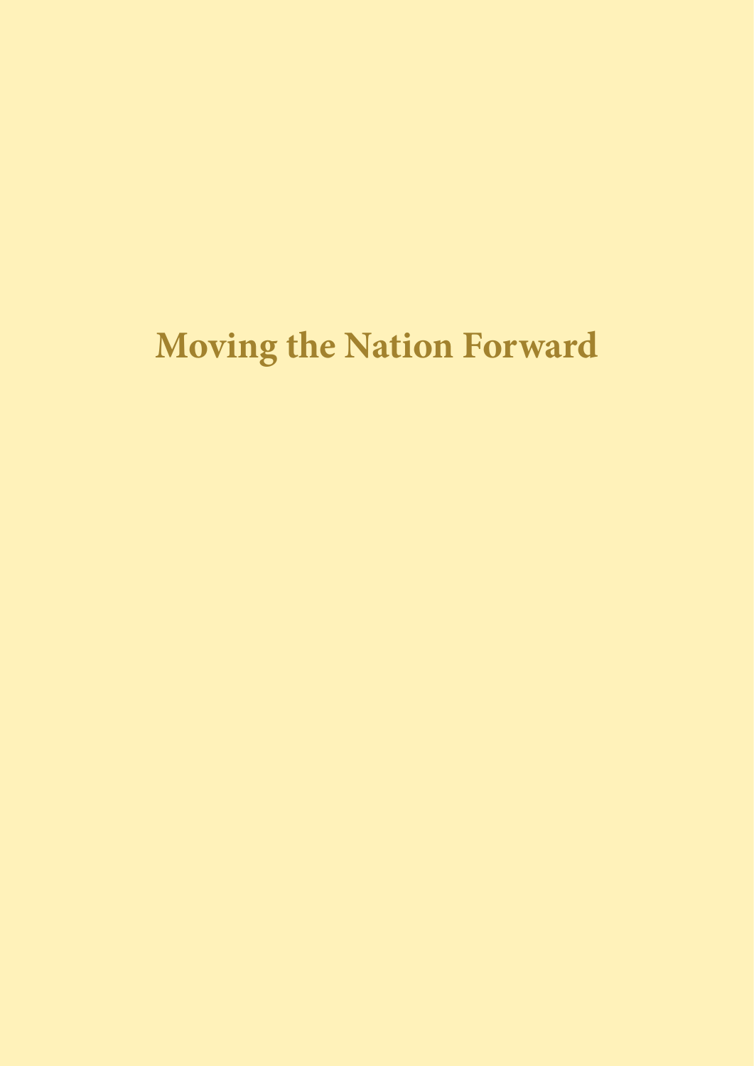# Moving the Nation Forward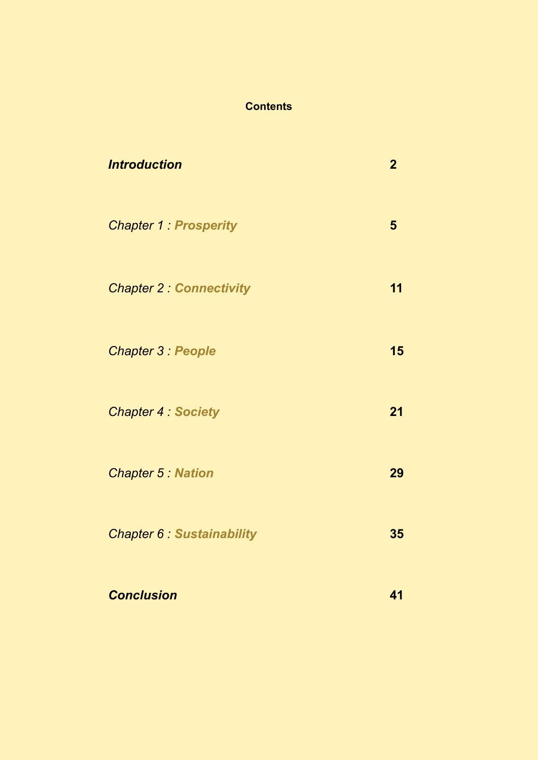# Contents

| | |
|---|---|
| ***Introduction*** | **2** |
| *Chapter 1 :* ***Prosperity*** | **5** |
| *Chapter 2 :* ***Connectivity*** | **11** |
| *Chapter 3 :* ***People*** | **15** |
| *Chapter 4 :* ***Society*** | **21** |
| *Chapter 5 :* ***Nation*** | **29** |
| *Chapter 6 :* ***Sustainability*** | **35** |
| ***Conclusion*** | **41** |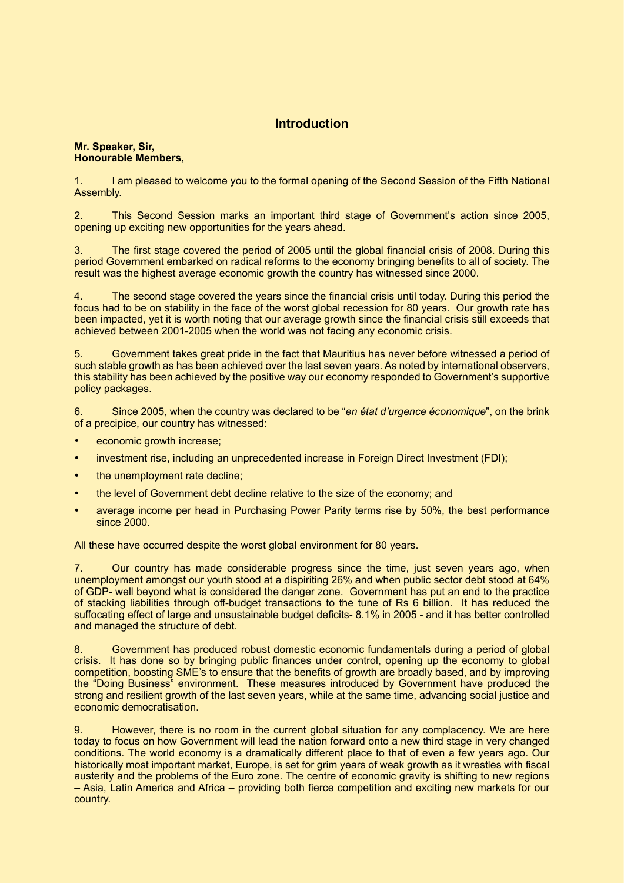## Introduction

**Mr. Speaker, Sir,**
**Honourable Members,**

1. I am pleased to welcome you to the formal opening of the Second Session of the Fifth National Assembly.

2. This Second Session marks an important third stage of Government's action since 2005, opening up exciting new opportunities for the years ahead.

3. The first stage covered the period of 2005 until the global financial crisis of 2008. During this period Government embarked on radical reforms to the economy bringing benefits to all of society. The result was the highest average economic growth the country has witnessed since 2000.

4. The second stage covered the years since the financial crisis until today. During this period the focus had to be on stability in the face of the worst global recession for 80 years. Our growth rate has been impacted, yet it is worth noting that our average growth since the financial crisis still exceeds that achieved between 2001-2005 when the world was not facing any economic crisis.

5. Government takes great pride in the fact that Mauritius has never before witnessed a period of such stable growth as has been achieved over the last seven years. As noted by international observers, this stability has been achieved by the positive way our economy responded to Government's supportive policy packages.

6. Since 2005, when the country was declared to be "*en état d'urgence économique*", on the brink of a precipice, our country has witnessed:

- economic growth increase;
- investment rise, including an unprecedented increase in Foreign Direct Investment (FDI);
- the unemployment rate decline;
- the level of Government debt decline relative to the size of the economy; and
- average income per head in Purchasing Power Parity terms rise by 50%, the best performance since 2000.

All these have occurred despite the worst global environment for 80 years.

7. Our country has made considerable progress since the time, just seven years ago, when unemployment amongst our youth stood at a dispiriting 26% and when public sector debt stood at 64% of GDP- well beyond what is considered the danger zone. Government has put an end to the practice of stacking liabilities through off-budget transactions to the tune of Rs 6 billion. It has reduced the suffocating effect of large and unsustainable budget deficits- 8.1% in 2005 - and it has better controlled and managed the structure of debt.

8. Government has produced robust domestic economic fundamentals during a period of global crisis. It has done so by bringing public finances under control, opening up the economy to global competition, boosting SME's to ensure that the benefits of growth are broadly based, and by improving the "Doing Business" environment. These measures introduced by Government have produced the strong and resilient growth of the last seven years, while at the same time, advancing social justice and economic democratisation.

9. However, there is no room in the current global situation for any complacency. We are here today to focus on how Government will lead the nation forward onto a new third stage in very changed conditions. The world economy is a dramatically different place to that of even a few years ago. Our historically most important market, Europe, is set for grim years of weak growth as it wrestles with fiscal austerity and the problems of the Euro zone. The centre of economic gravity is shifting to new regions – Asia, Latin America and Africa – providing both fierce competition and exciting new markets for our country.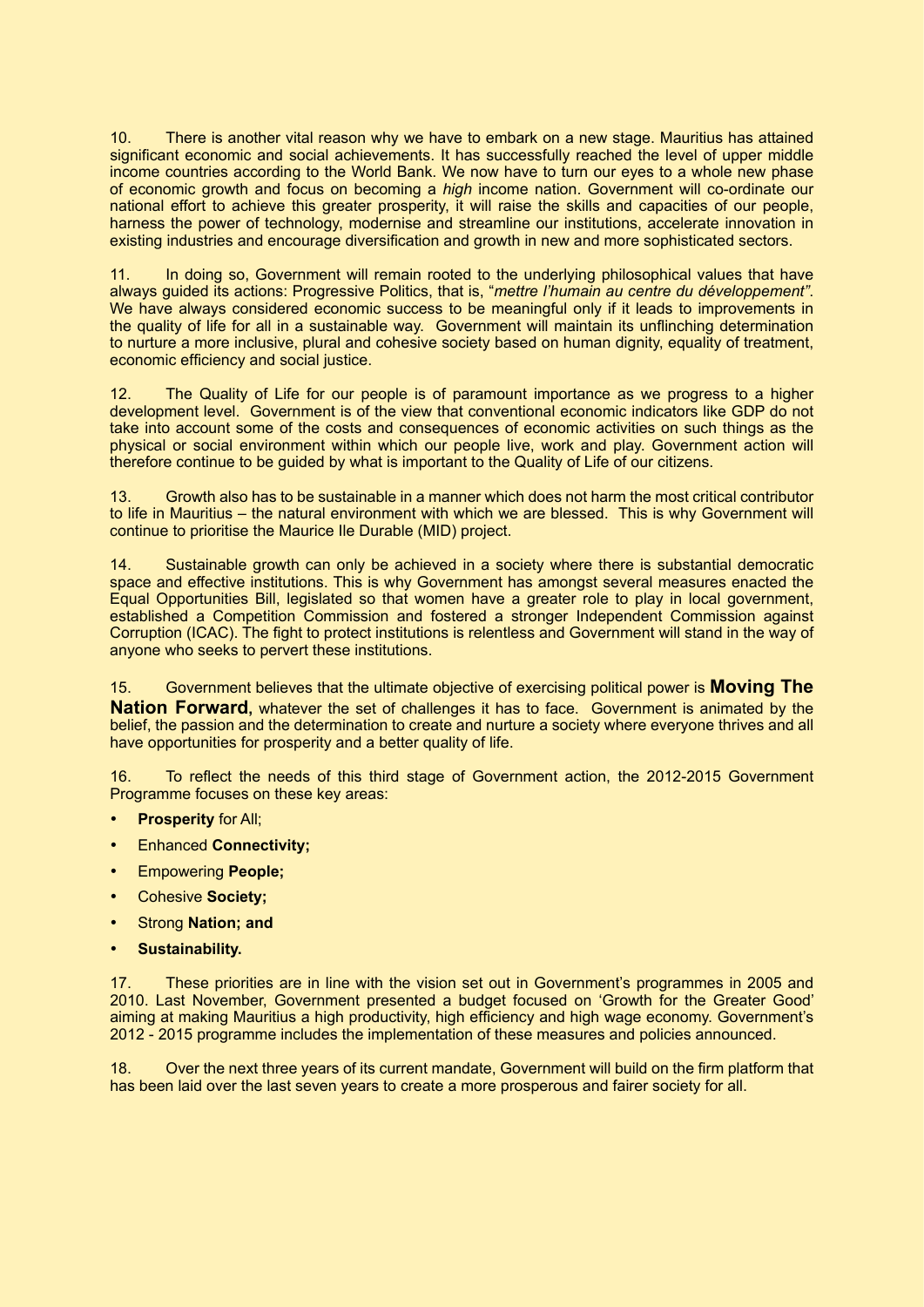10. There is another vital reason why we have to embark on a new stage. Mauritius has attained significant economic and social achievements. It has successfully reached the level of upper middle income countries according to the World Bank. We now have to turn our eyes to a whole new phase of economic growth and focus on becoming a *high* income nation. Government will co-ordinate our national effort to achieve this greater prosperity, it will raise the skills and capacities of our people, harness the power of technology, modernise and streamline our institutions, accelerate innovation in existing industries and encourage diversification and growth in new and more sophisticated sectors.

11. In doing so, Government will remain rooted to the underlying philosophical values that have always guided its actions: Progressive Politics, that is, "*mettre l'humain au centre du développement*". We have always considered economic success to be meaningful only if it leads to improvements in the quality of life for all in a sustainable way. Government will maintain its unflinching determination to nurture a more inclusive, plural and cohesive society based on human dignity, equality of treatment, economic efficiency and social justice.

12. The Quality of Life for our people is of paramount importance as we progress to a higher development level. Government is of the view that conventional economic indicators like GDP do not take into account some of the costs and consequences of economic activities on such things as the physical or social environment within which our people live, work and play. Government action will therefore continue to be guided by what is important to the Quality of Life of our citizens.

13. Growth also has to be sustainable in a manner which does not harm the most critical contributor to life in Mauritius – the natural environment with which we are blessed. This is why Government will continue to prioritise the Maurice Ile Durable (MID) project.

14. Sustainable growth can only be achieved in a society where there is substantial democratic space and effective institutions. This is why Government has amongst several measures enacted the Equal Opportunities Bill, legislated so that women have a greater role to play in local government, established a Competition Commission and fostered a stronger Independent Commission against Corruption (ICAC). The fight to protect institutions is relentless and Government will stand in the way of anyone who seeks to pervert these institutions.

15. Government believes that the ultimate objective of exercising political power is **Moving The Nation Forward**, whatever the set of challenges it has to face. Government is animated by the belief, the passion and the determination to create and nurture a society where everyone thrives and all have opportunities for prosperity and a better quality of life.

16. To reflect the needs of this third stage of Government action, the 2012-2015 Government Programme focuses on these key areas:

- **Prosperity** for All;
- Enhanced **Connectivity;**
- Empowering **People;**
- Cohesive **Society;**
- Strong **Nation; and**
- **Sustainability.**

17. These priorities are in line with the vision set out in Government's programmes in 2005 and 2010. Last November, Government presented a budget focused on 'Growth for the Greater Good' aiming at making Mauritius a high productivity, high efficiency and high wage economy. Government's 2012 - 2015 programme includes the implementation of these measures and policies announced.

18. Over the next three years of its current mandate, Government will build on the firm platform that has been laid over the last seven years to create a more prosperous and fairer society for all.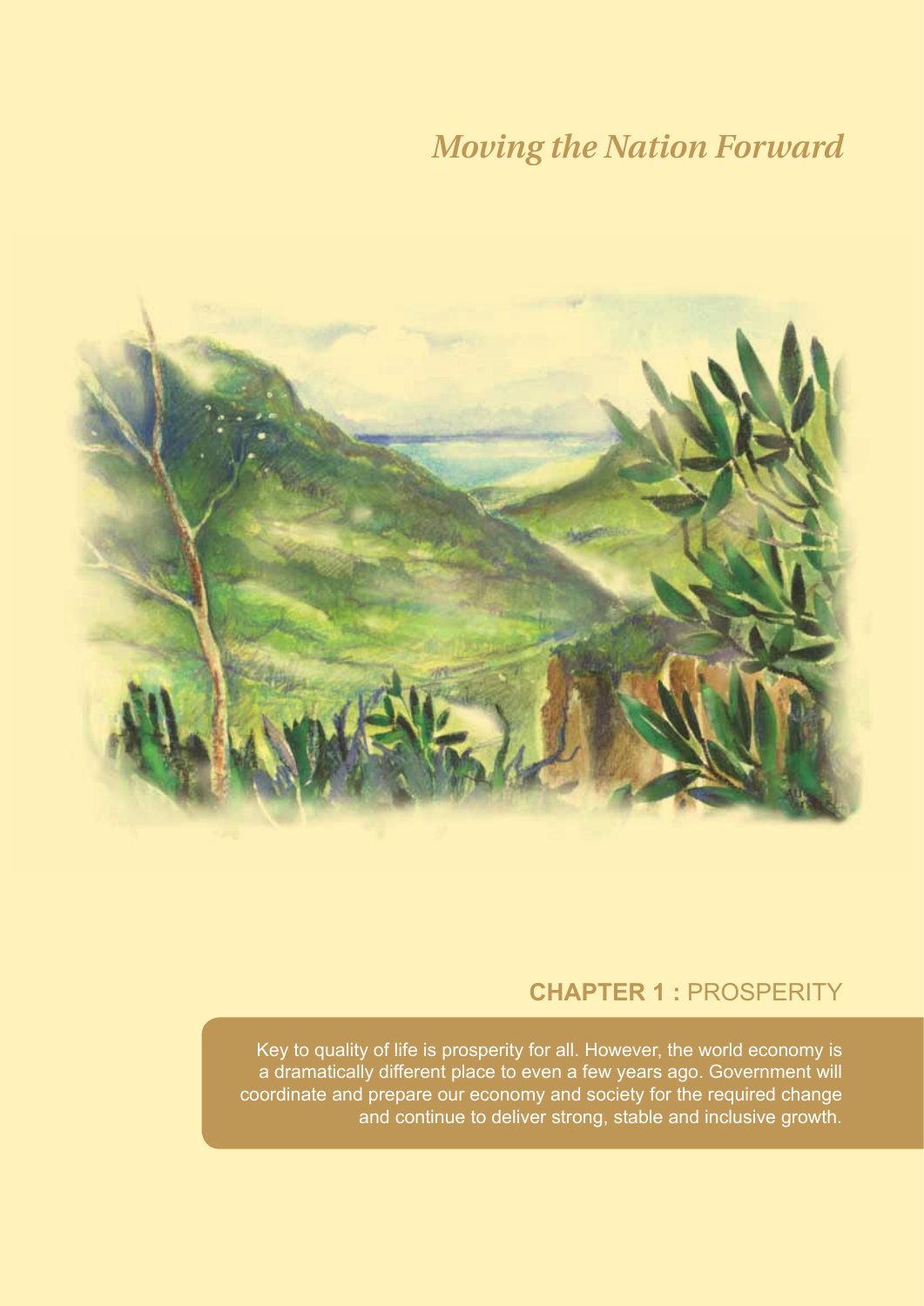*Moving the Nation Forward*

## CHAPTER 1 : PROSPERITY

Key to quality of life is prosperity for all. However, the world economy is a dramatically different place to even a few years ago. Government will coordinate and prepare our economy and society for the required change and continue to deliver strong, stable and inclusive growth.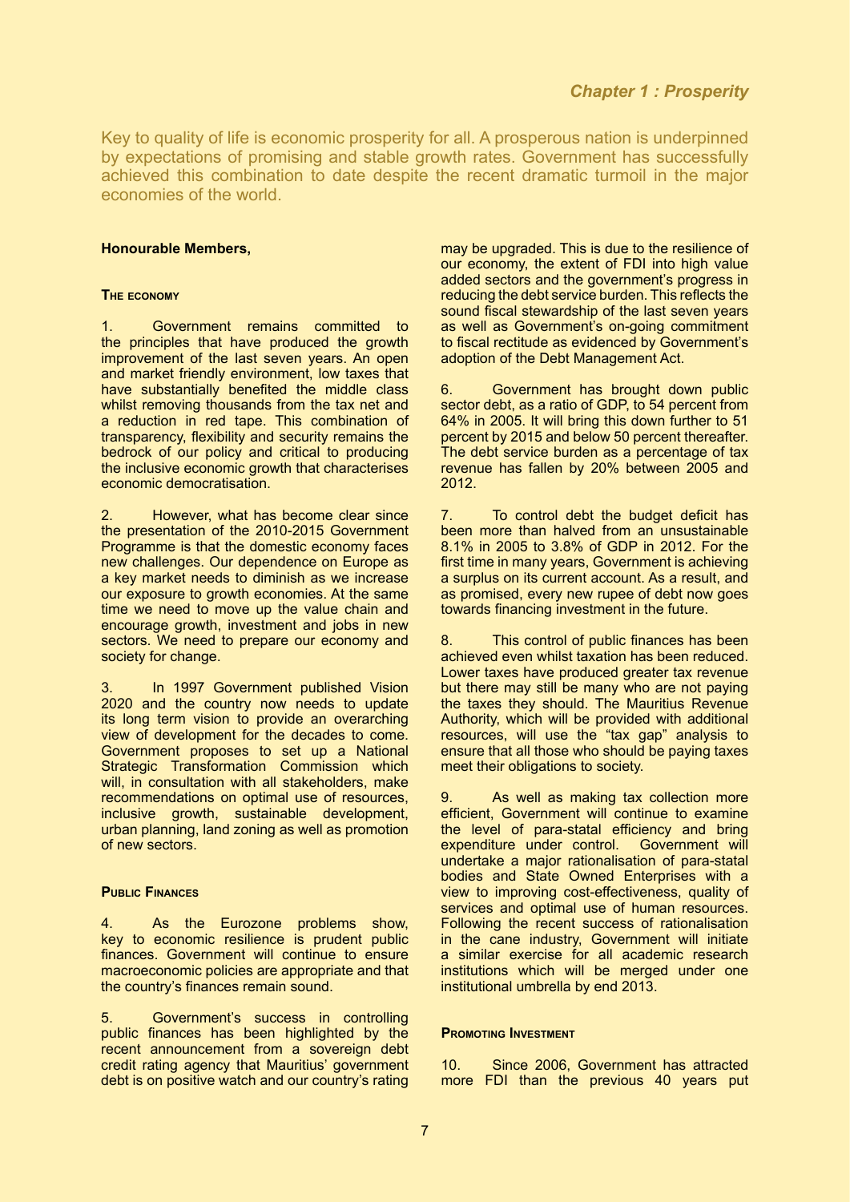## *Chapter 1 : Prosperity*

Key to quality of life is economic prosperity for all. A prosperous nation is underpinned by expectations of promising and stable growth rates. Government has successfully achieved this combination to date despite the recent dramatic turmoil in the major economies of the world.

**Honourable Members,**

### The economy

1. Government remains committed to the principles that have produced the growth improvement of the last seven years. An open and market friendly environment, low taxes that have substantially benefited the middle class whilst removing thousands from the tax net and a reduction in red tape. This combination of transparency, flexibility and security remains the bedrock of our policy and critical to producing the inclusive economic growth that characterises economic democratisation.

2. However, what has become clear since the presentation of the 2010-2015 Government Programme is that the domestic economy faces new challenges. Our dependence on Europe as a key market needs to diminish as we increase our exposure to growth economies. At the same time we need to move up the value chain and encourage growth, investment and jobs in new sectors. We need to prepare our economy and society for change.

3. In 1997 Government published Vision 2020 and the country now needs to update its long term vision to provide an overarching view of development for the decades to come. Government proposes to set up a National Strategic Transformation Commission which will, in consultation with all stakeholders, make recommendations on optimal use of resources, inclusive growth, sustainable development, urban planning, land zoning as well as promotion of new sectors.

### Public Finances

4. As the Eurozone problems show, key to economic resilience is prudent public finances. Government will continue to ensure macroeconomic policies are appropriate and that the country's finances remain sound.

5. Government's success in controlling public finances has been highlighted by the recent announcement from a sovereign debt credit rating agency that Mauritius' government debt is on positive watch and our country's rating may be upgraded. This is due to the resilience of our economy, the extent of FDI into high value added sectors and the government's progress in reducing the debt service burden. This reflects the sound fiscal stewardship of the last seven years as well as Government's on-going commitment to fiscal rectitude as evidenced by Government's adoption of the Debt Management Act.

6. Government has brought down public sector debt, as a ratio of GDP, to 54 percent from 64% in 2005. It will bring this down further to 51 percent by 2015 and below 50 percent thereafter. The debt service burden as a percentage of tax revenue has fallen by 20% between 2005 and 2012.

7. To control debt the budget deficit has been more than halved from an unsustainable 8.1% in 2005 to 3.8% of GDP in 2012. For the first time in many years, Government is achieving a surplus on its current account. As a result, and as promised, every new rupee of debt now goes towards financing investment in the future.

8. This control of public finances has been achieved even whilst taxation has been reduced. Lower taxes have produced greater tax revenue but there may still be many who are not paying the taxes they should. The Mauritius Revenue Authority, which will be provided with additional resources, will use the "tax gap" analysis to ensure that all those who should be paying taxes meet their obligations to society.

9. As well as making tax collection more efficient, Government will continue to examine the level of para-statal efficiency and bring expenditure under control. Government will undertake a major rationalisation of para-statal bodies and State Owned Enterprises with a view to improving cost-effectiveness, quality of services and optimal use of human resources. Following the recent success of rationalisation in the cane industry, Government will initiate a similar exercise for all academic research institutions which will be merged under one institutional umbrella by end 2013.

### Promoting Investment

10. Since 2006, Government has attracted more FDI than the previous 40 years put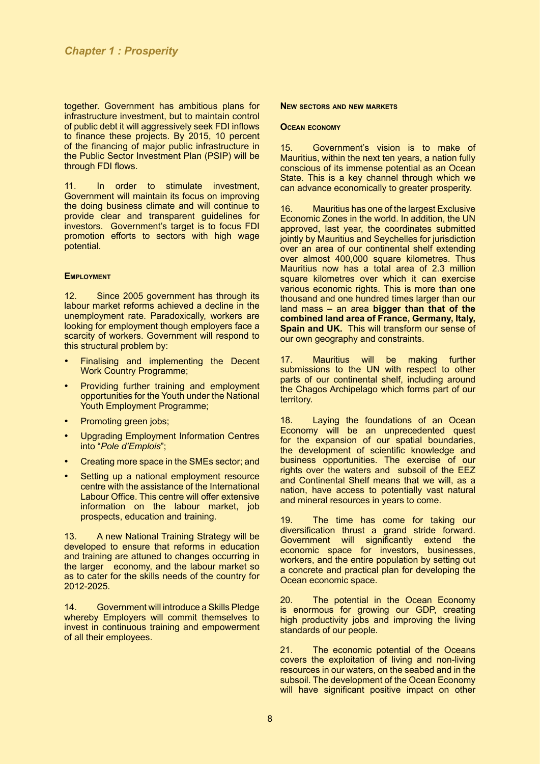together. Government has ambitious plans for infrastructure investment, but to maintain control of public debt it will aggressively seek FDI inflows to finance these projects. By 2015, 10 percent of the financing of major public infrastructure in the Public Sector Investment Plan (PSIP) will be through FDI flows.

11. In order to stimulate investment, Government will maintain its focus on improving the doing business climate and will continue to provide clear and transparent guidelines for investors. Government's target is to focus FDI promotion efforts to sectors with high wage potential.

### Employment

12. Since 2005 government has through its labour market reforms achieved a decline in the unemployment rate. Paradoxically, workers are looking for employment though employers face a scarcity of workers. Government will respond to this structural problem by:

- Finalising and implementing the Decent Work Country Programme;
- Providing further training and employment opportunities for the Youth under the National Youth Employment Programme;
- Promoting green jobs;
- Upgrading Employment Information Centres into "*Pole d'Emplois*";
- Creating more space in the SMEs sector; and
- Setting up a national employment resource centre with the assistance of the International Labour Office. This centre will offer extensive information on the labour market, job prospects, education and training.

13. A new National Training Strategy will be developed to ensure that reforms in education and training are attuned to changes occurring in the larger economy, and the labour market so as to cater for the skills needs of the country for 2012-2025.

14. Government will introduce a Skills Pledge whereby Employers will commit themselves to invest in continuous training and empowerment of all their employees.

### New sectors and new markets

#### Ocean economy

15. Government's vision is to make of Mauritius, within the next ten years, a nation fully conscious of its immense potential as an Ocean State. This is a key channel through which we can advance economically to greater prosperity.

16. Mauritius has one of the largest Exclusive Economic Zones in the world. In addition, the UN approved, last year, the coordinates submitted jointly by Mauritius and Seychelles for jurisdiction over an area of our continental shelf extending over almost 400,000 square kilometres. Thus Mauritius now has a total area of 2.3 million square kilometres over which it can exercise various economic rights. This is more than one thousand and one hundred times larger than our land mass – an area **bigger than that of the combined land area of France, Germany, Italy, Spain and UK.** This will transform our sense of our own geography and constraints.

17. Mauritius will be making further submissions to the UN with respect to other parts of our continental shelf, including around the Chagos Archipelago which forms part of our territory.

18. Laying the foundations of an Ocean Economy will be an unprecedented quest for the expansion of our spatial boundaries, the development of scientific knowledge and business opportunities. The exercise of our rights over the waters and subsoil of the EEZ and Continental Shelf means that we will, as a nation, have access to potentially vast natural and mineral resources in years to come.

19. The time has come for taking our diversification thrust a grand stride forward. Government will significantly extend the economic space for investors, businesses, workers, and the entire population by setting out a concrete and practical plan for developing the Ocean economic space.

20. The potential in the Ocean Economy is enormous for growing our GDP, creating high productivity jobs and improving the living standards of our people.

21. The economic potential of the Oceans covers the exploitation of living and non-living resources in our waters, on the seabed and in the subsoil. The development of the Ocean Economy will have significant positive impact on other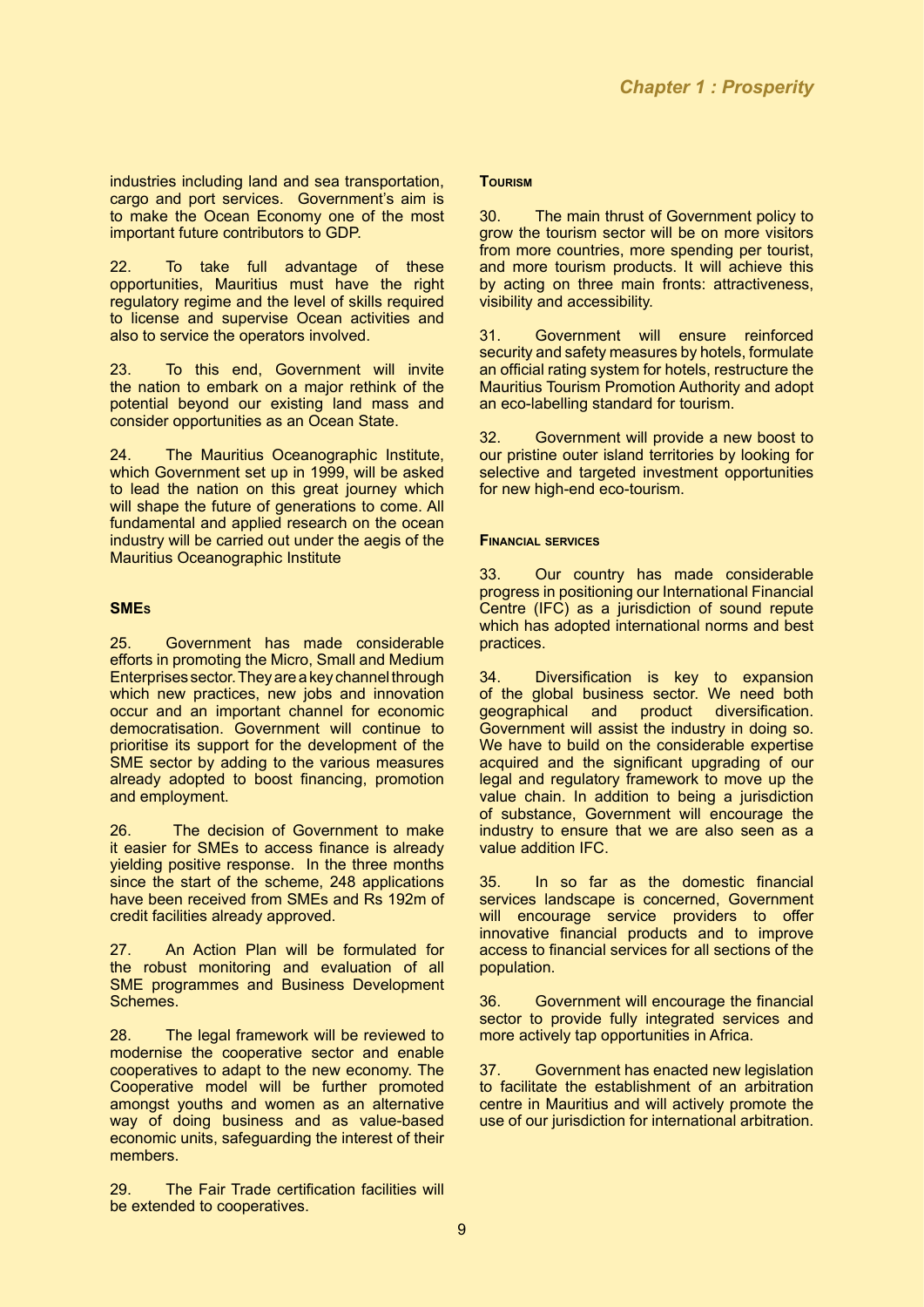industries including land and sea transportation, cargo and port services. Government's aim is to make the Ocean Economy one of the most important future contributors to GDP.

22. To take full advantage of these opportunities, Mauritius must have the right regulatory regime and the level of skills required to license and supervise Ocean activities and also to service the operators involved.

23. To this end, Government will invite the nation to embark on a major rethink of the potential beyond our existing land mass and consider opportunities as an Ocean State.

24. The Mauritius Oceanographic Institute, which Government set up in 1999, will be asked to lead the nation on this great journey which will shape the future of generations to come. All fundamental and applied research on the ocean industry will be carried out under the aegis of the Mauritius Oceanographic Institute

### SMEs

25. Government has made considerable efforts in promoting the Micro, Small and Medium Enterprises sector. They are a key channel through which new practices, new jobs and innovation occur and an important channel for economic democratisation. Government will continue to prioritise its support for the development of the SME sector by adding to the various measures already adopted to boost financing, promotion and employment.

26. The decision of Government to make it easier for SMEs to access finance is already yielding positive response. In the three months since the start of the scheme, 248 applications have been received from SMEs and Rs 192m of credit facilities already approved.

27. An Action Plan will be formulated for the robust monitoring and evaluation of all SME programmes and Business Development Schemes.

28. The legal framework will be reviewed to modernise the cooperative sector and enable cooperatives to adapt to the new economy. The Cooperative model will be further promoted amongst youths and women as an alternative way of doing business and as value-based economic units, safeguarding the interest of their members.

29. The Fair Trade certification facilities will be extended to cooperatives.

### Tourism

30. The main thrust of Government policy to grow the tourism sector will be on more visitors from more countries, more spending per tourist, and more tourism products. It will achieve this by acting on three main fronts: attractiveness, visibility and accessibility.

31. Government will ensure reinforced security and safety measures by hotels, formulate an official rating system for hotels, restructure the Mauritius Tourism Promotion Authority and adopt an eco-labelling standard for tourism.

32. Government will provide a new boost to our pristine outer island territories by looking for selective and targeted investment opportunities for new high-end eco-tourism.

### Financial services

33. Our country has made considerable progress in positioning our International Financial Centre (IFC) as a jurisdiction of sound repute which has adopted international norms and best practices.

34. Diversification is key to expansion of the global business sector. We need both geographical and product diversification. Government will assist the industry in doing so. We have to build on the considerable expertise acquired and the significant upgrading of our legal and regulatory framework to move up the value chain. In addition to being a jurisdiction of substance, Government will encourage the industry to ensure that we are also seen as a value addition IFC.

35. In so far as the domestic financial services landscape is concerned, Government will encourage service providers to offer innovative financial products and to improve access to financial services for all sections of the population.

36. Government will encourage the financial sector to provide fully integrated services and more actively tap opportunities in Africa.

37. Government has enacted new legislation to facilitate the establishment of an arbitration centre in Mauritius and will actively promote the use of our jurisdiction for international arbitration.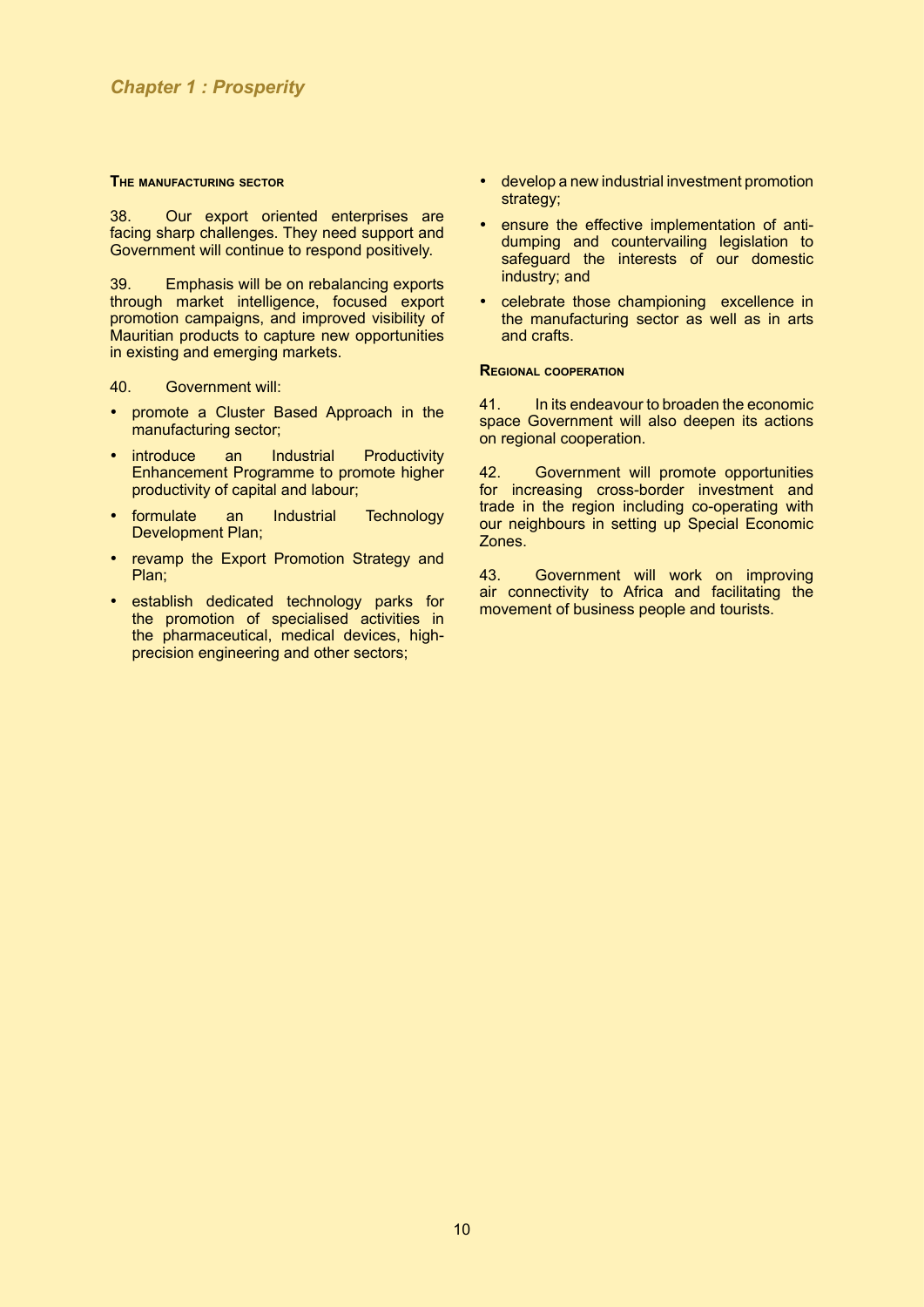### The manufacturing sector

38. Our export oriented enterprises are facing sharp challenges. They need support and Government will continue to respond positively.

39. Emphasis will be on rebalancing exports through market intelligence, focused export promotion campaigns, and improved visibility of Mauritian products to capture new opportunities in existing and emerging markets.

40. Government will:

- promote a Cluster Based Approach in the manufacturing sector;
- introduce an Industrial Productivity Enhancement Programme to promote higher productivity of capital and labour;
- formulate an Industrial Technology Development Plan;
- revamp the Export Promotion Strategy and Plan;
- establish dedicated technology parks for the promotion of specialised activities in the pharmaceutical, medical devices, high-precision engineering and other sectors;
- develop a new industrial investment promotion strategy;
- ensure the effective implementation of anti-dumping and countervailing legislation to safeguard the interests of our domestic industry; and
- celebrate those championing excellence in the manufacturing sector as well as in arts and crafts.

### Regional cooperation

41. In its endeavour to broaden the economic space Government will also deepen its actions on regional cooperation.

42. Government will promote opportunities for increasing cross-border investment and trade in the region including co-operating with our neighbours in setting up Special Economic Zones.

43. Government will work on improving air connectivity to Africa and facilitating the movement of business people and tourists.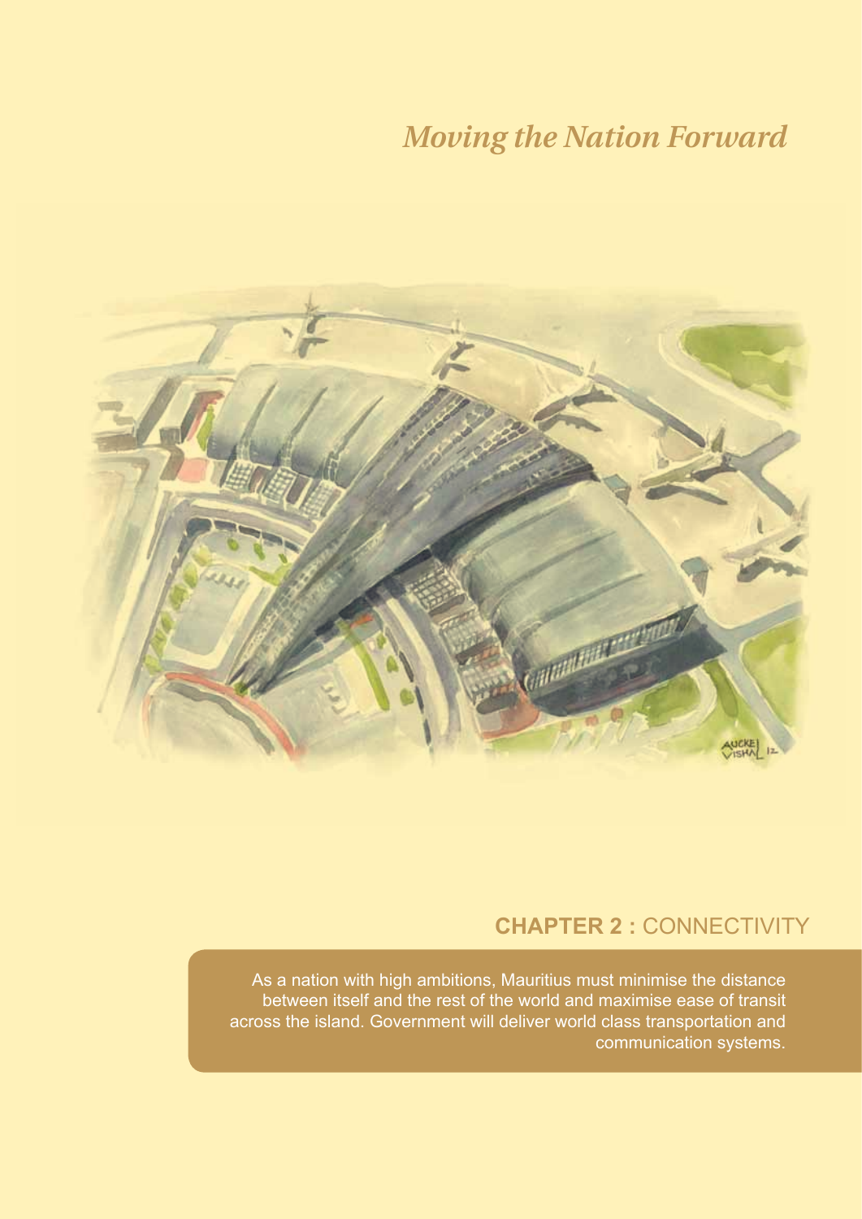*Moving the Nation Forward*

## CHAPTER 2 : CONNECTIVITY

As a nation with high ambitions, Mauritius must minimise the distance between itself and the rest of the world and maximise ease of transit across the island. Government will deliver world class transportation and communication systems.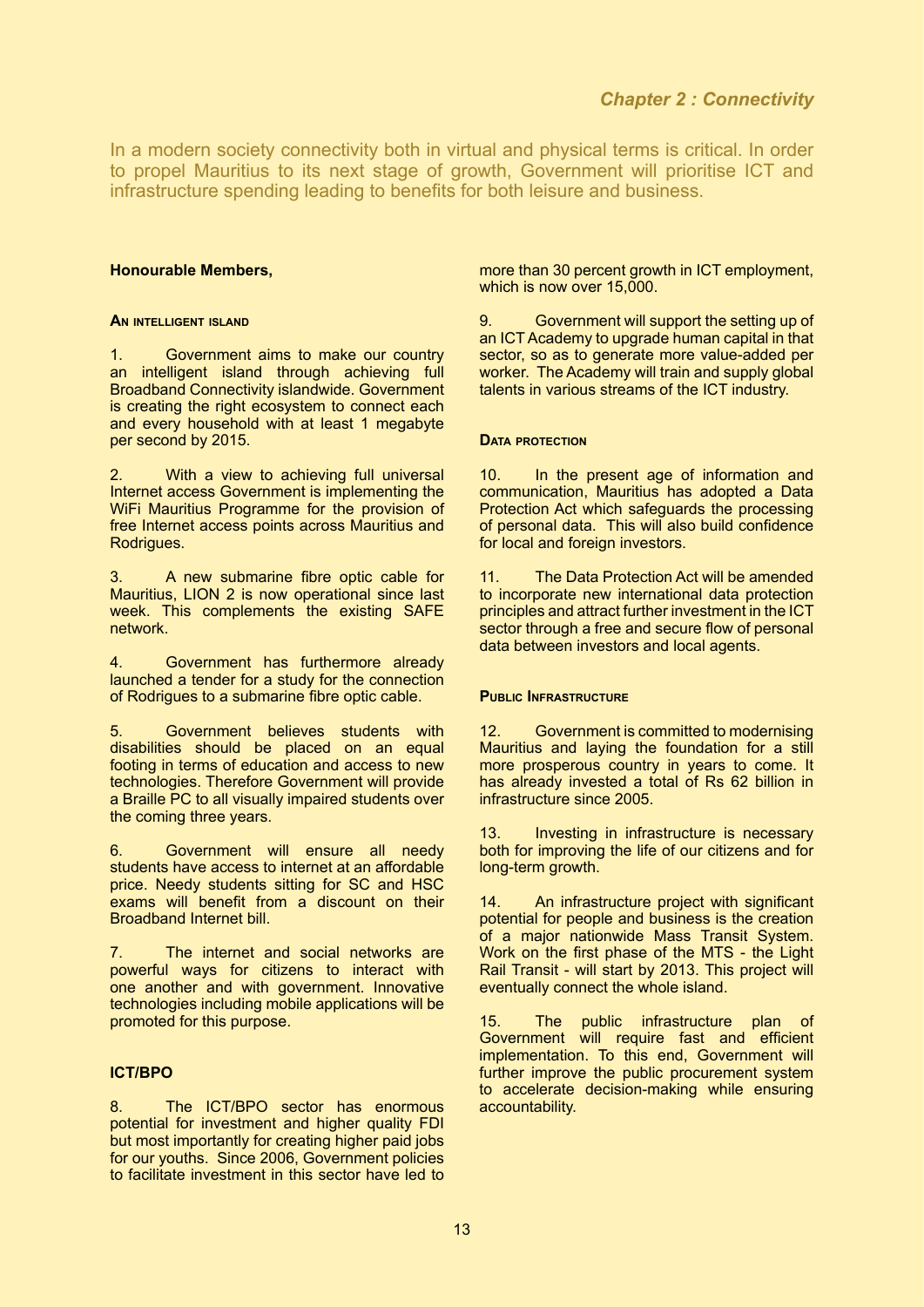## Chapter 2 : Connectivity

In a modern society connectivity both in virtual and physical terms is critical. In order to propel Mauritius to its next stage of growth, Government will prioritise ICT and infrastructure spending leading to benefits for both leisure and business.

**Honourable Members,**

### An intelligent island

1. Government aims to make our country an intelligent island through achieving full Broadband Connectivity islandwide. Government is creating the right ecosystem to connect each and every household with at least 1 megabyte per second by 2015.

2. With a view to achieving full universal Internet access Government is implementing the WiFi Mauritius Programme for the provision of free Internet access points across Mauritius and Rodrigues.

3. A new submarine fibre optic cable for Mauritius, LION 2 is now operational since last week. This complements the existing SAFE network.

4. Government has furthermore already launched a tender for a study for the connection of Rodrigues to a submarine fibre optic cable.

5. Government believes students with disabilities should be placed on an equal footing in terms of education and access to new technologies. Therefore Government will provide a Braille PC to all visually impaired students over the coming three years.

6. Government will ensure all needy students have access to internet at an affordable price. Needy students sitting for SC and HSC exams will benefit from a discount on their Broadband Internet bill.

7. The internet and social networks are powerful ways for citizens to interact with one another and with government. Innovative technologies including mobile applications will be promoted for this purpose.

### ICT/BPO

8. The ICT/BPO sector has enormous potential for investment and higher quality FDI but most importantly for creating higher paid jobs for our youths. Since 2006, Government policies to facilitate investment in this sector have led to more than 30 percent growth in ICT employment, which is now over 15,000.

9. Government will support the setting up of an ICT Academy to upgrade human capital in that sector, so as to generate more value-added per worker. The Academy will train and supply global talents in various streams of the ICT industry.

### Data protection

10. In the present age of information and communication, Mauritius has adopted a Data Protection Act which safeguards the processing of personal data. This will also build confidence for local and foreign investors.

11. The Data Protection Act will be amended to incorporate new international data protection principles and attract further investment in the ICT sector through a free and secure flow of personal data between investors and local agents.

### Public Infrastructure

12. Government is committed to modernising Mauritius and laying the foundation for a still more prosperous country in years to come. It has already invested a total of Rs 62 billion in infrastructure since 2005.

13. Investing in infrastructure is necessary both for improving the life of our citizens and for long-term growth.

14. An infrastructure project with significant potential for people and business is the creation of a major nationwide Mass Transit System. Work on the first phase of the MTS - the Light Rail Transit - will start by 2013. This project will eventually connect the whole island.

15. The public infrastructure plan of Government will require fast and efficient implementation. To this end, Government will further improve the public procurement system to accelerate decision-making while ensuring accountability.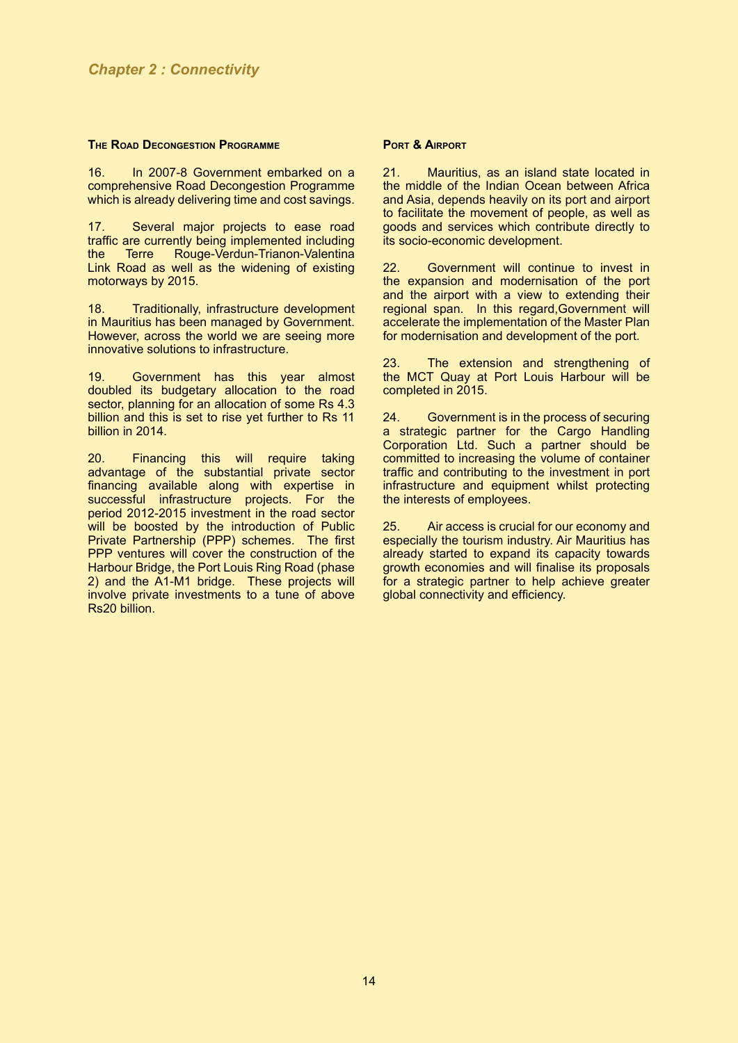*Chapter 2 : Connectivity*

### The Road Decongestion Programme

16. In 2007-8 Government embarked on a comprehensive Road Decongestion Programme which is already delivering time and cost savings.

17. Several major projects to ease road traffic are currently being implemented including the Terre Rouge-Verdun-Trianon-Valentina Link Road as well as the widening of existing motorways by 2015.

18. Traditionally, infrastructure development in Mauritius has been managed by Government. However, across the world we are seeing more innovative solutions to infrastructure.

19. Government has this year almost doubled its budgetary allocation to the road sector, planning for an allocation of some Rs 4.3 billion and this is set to rise yet further to Rs 11 billion in 2014.

20. Financing this will require taking advantage of the substantial private sector financing available along with expertise in successful infrastructure projects. For the period 2012-2015 investment in the road sector will be boosted by the introduction of Public Private Partnership (PPP) schemes. The first PPP ventures will cover the construction of the Harbour Bridge, the Port Louis Ring Road (phase 2) and the A1-M1 bridge. These projects will involve private investments to a tune of above Rs20 billion.

### Port & Airport

21. Mauritius, as an island state located in the middle of the Indian Ocean between Africa and Asia, depends heavily on its port and airport to facilitate the movement of people, as well as goods and services which contribute directly to its socio-economic development.

22. Government will continue to invest in the expansion and modernisation of the port and the airport with a view to extending their regional span. In this regard,Government will accelerate the implementation of the Master Plan for modernisation and development of the port.

23. The extension and strengthening of the MCT Quay at Port Louis Harbour will be completed in 2015.

24. Government is in the process of securing a strategic partner for the Cargo Handling Corporation Ltd. Such a partner should be committed to increasing the volume of container traffic and contributing to the investment in port infrastructure and equipment whilst protecting the interests of employees.

25. Air access is crucial for our economy and especially the tourism industry. Air Mauritius has already started to expand its capacity towards growth economies and will finalise its proposals for a strategic partner to help achieve greater global connectivity and efficiency.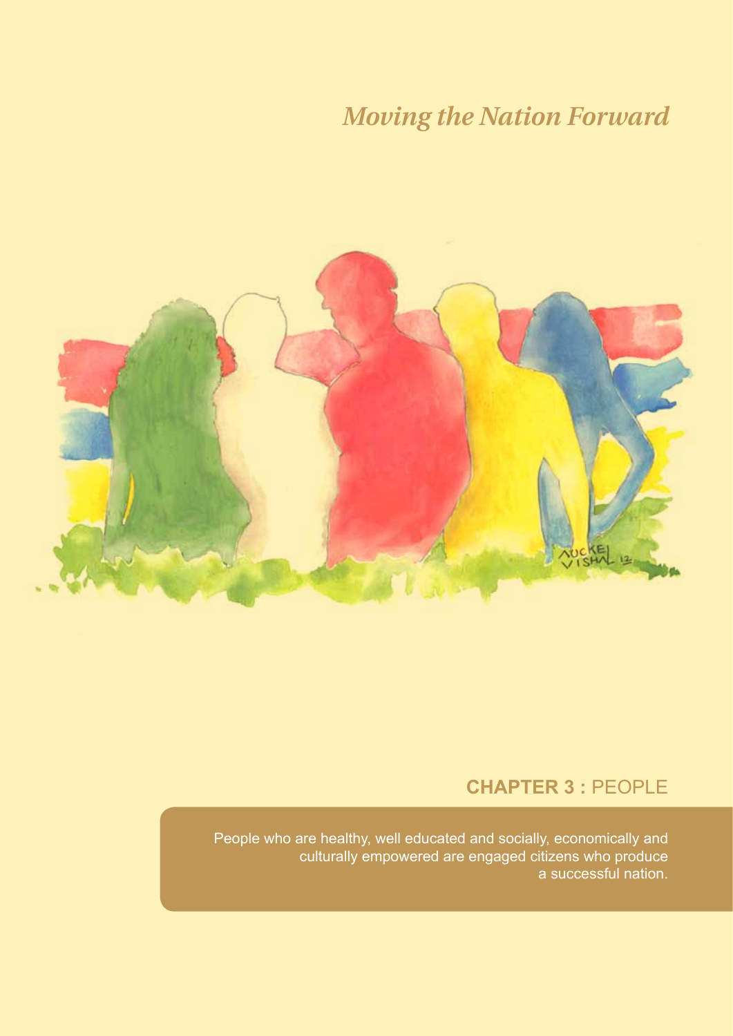*Moving the Nation Forward*

## CHAPTER 3 : PEOPLE

People who are healthy, well educated and socially, economically and culturally empowered are engaged citizens who produce a successful nation.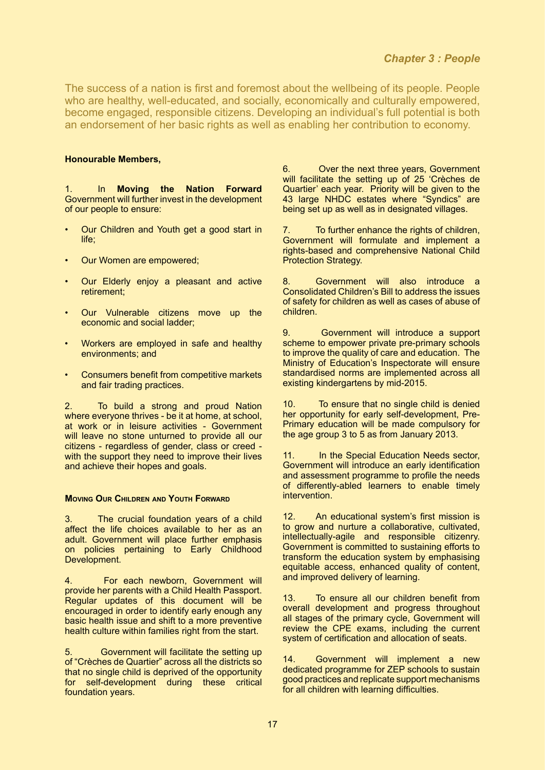## *Chapter 3 : People*

The success of a nation is first and foremost about the wellbeing of its people. People who are healthy, well-educated, and socially, economically and culturally empowered, become engaged, responsible citizens. Developing an individual's full potential is both an endorsement of her basic rights as well as enabling her contribution to economy.

**Honourable Members,**

1. In **Moving the Nation Forward** Government will further invest in the development of our people to ensure:

- Our Children and Youth get a good start in life;
- Our Women are empowered;
- Our Elderly enjoy a pleasant and active retirement;
- Our Vulnerable citizens move up the economic and social ladder;
- Workers are employed in safe and healthy environments; and
- Consumers benefit from competitive markets and fair trading practices.

2. To build a strong and proud Nation where everyone thrives - be it at home, at school, at work or in leisure activities - Government will leave no stone unturned to provide all our citizens - regardless of gender, class or creed - with the support they need to improve their lives and achieve their hopes and goals.

### Moving Our Children and Youth Forward

3. The crucial foundation years of a child affect the life choices available to her as an adult. Government will place further emphasis on policies pertaining to Early Childhood Development.

4. For each newborn, Government will provide her parents with a Child Health Passport. Regular updates of this document will be encouraged in order to identify early enough any basic health issue and shift to a more preventive health culture within families right from the start.

5. Government will facilitate the setting up of "Crèches de Quartier" across all the districts so that no single child is deprived of the opportunity for self-development during these critical foundation years.

6. Over the next three years, Government will facilitate the setting up of 25 'Crèches de Quartier' each year. Priority will be given to the 43 large NHDC estates where "Syndics" are being set up as well as in designated villages.

7. To further enhance the rights of children, Government will formulate and implement a rights-based and comprehensive National Child Protection Strategy.

8. Government will also introduce a Consolidated Children's Bill to address the issues of safety for children as well as cases of abuse of children.

9. Government will introduce a support scheme to empower private pre-primary schools to improve the quality of care and education. The Ministry of Education's Inspectorate will ensure standardised norms are implemented across all existing kindergartens by mid-2015.

10. To ensure that no single child is denied her opportunity for early self-development, Pre-Primary education will be made compulsory for the age group 3 to 5 as from January 2013.

11. In the Special Education Needs sector, Government will introduce an early identification and assessment programme to profile the needs of differently-abled learners to enable timely intervention.

12. An educational system's first mission is to grow and nurture a collaborative, cultivated, intellectually-agile and responsible citizenry. Government is committed to sustaining efforts to transform the education system by emphasising equitable access, enhanced quality of content, and improved delivery of learning.

13. To ensure all our children benefit from overall development and progress throughout all stages of the primary cycle, Government will review the CPE exams, including the current system of certification and allocation of seats.

14. Government will implement a new dedicated programme for ZEP schools to sustain good practices and replicate support mechanisms for all children with learning difficulties.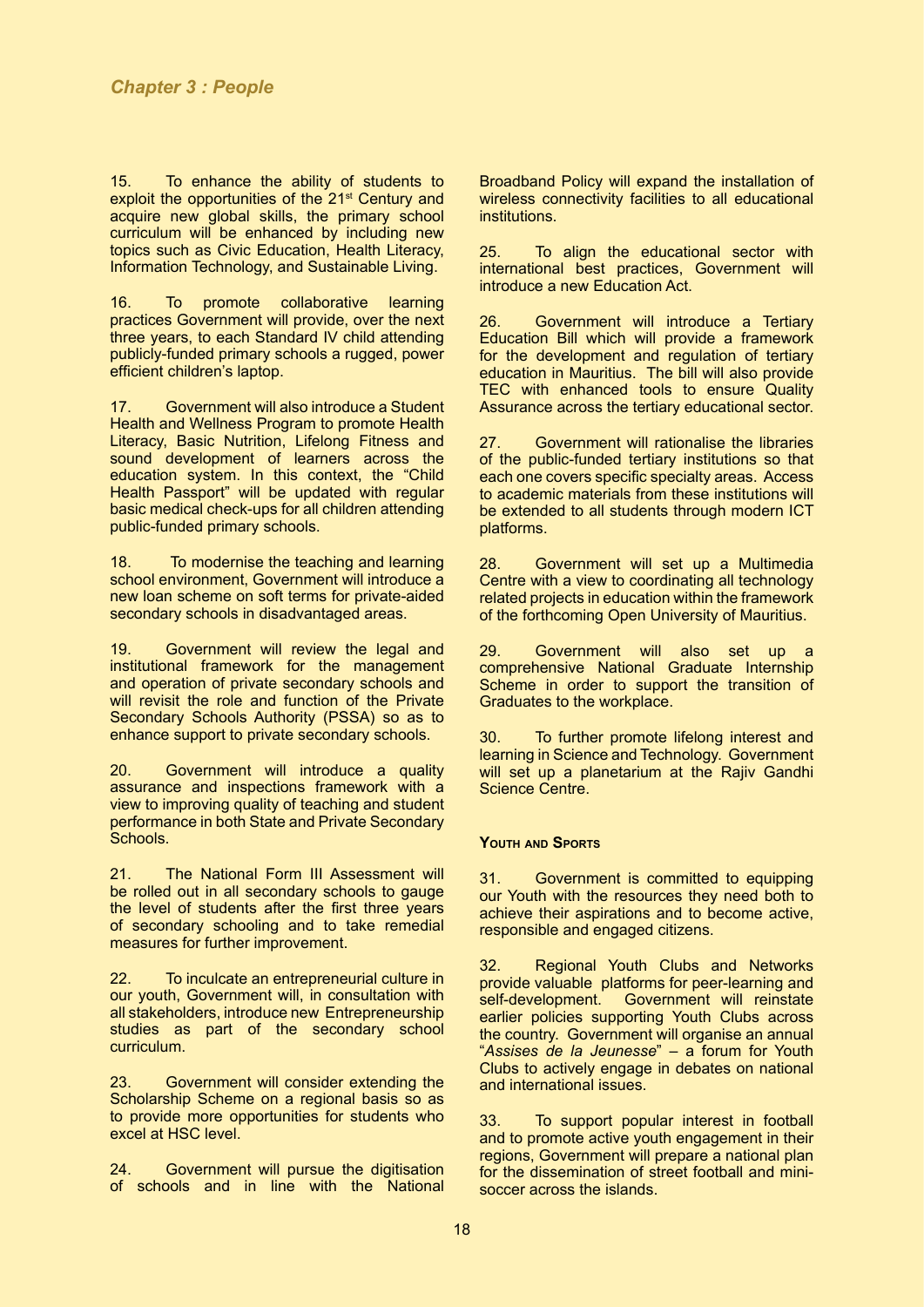15. To enhance the ability of students to exploit the opportunities of the 21st Century and acquire new global skills, the primary school curriculum will be enhanced by including new topics such as Civic Education, Health Literacy, Information Technology, and Sustainable Living.

16. To promote collaborative learning practices Government will provide, over the next three years, to each Standard IV child attending publicly-funded primary schools a rugged, power efficient children's laptop.

17. Government will also introduce a Student Health and Wellness Program to promote Health Literacy, Basic Nutrition, Lifelong Fitness and sound development of learners across the education system. In this context, the "Child Health Passport" will be updated with regular basic medical check-ups for all children attending public-funded primary schools.

18. To modernise the teaching and learning school environment, Government will introduce a new loan scheme on soft terms for private-aided secondary schools in disadvantaged areas.

19. Government will review the legal and institutional framework for the management and operation of private secondary schools and will revisit the role and function of the Private Secondary Schools Authority (PSSA) so as to enhance support to private secondary schools.

20. Government will introduce a quality assurance and inspections framework with a view to improving quality of teaching and student performance in both State and Private Secondary Schools.

21. The National Form III Assessment will be rolled out in all secondary schools to gauge the level of students after the first three years of secondary schooling and to take remedial measures for further improvement.

22. To inculcate an entrepreneurial culture in our youth, Government will, in consultation with all stakeholders, introduce new Entrepreneurship studies as part of the secondary school curriculum.

23. Government will consider extending the Scholarship Scheme on a regional basis so as to provide more opportunities for students who excel at HSC level.

24. Government will pursue the digitisation of schools and in line with the National Broadband Policy will expand the installation of wireless connectivity facilities to all educational institutions.

25. To align the educational sector with international best practices, Government will introduce a new Education Act.

26. Government will introduce a Tertiary Education Bill which will provide a framework for the development and regulation of tertiary education in Mauritius. The bill will also provide TEC with enhanced tools to ensure Quality Assurance across the tertiary educational sector.

27. Government will rationalise the libraries of the public-funded tertiary institutions so that each one covers specific specialty areas. Access to academic materials from these institutions will be extended to all students through modern ICT platforms.

28. Government will set up a Multimedia Centre with a view to coordinating all technology related projects in education within the framework of the forthcoming Open University of Mauritius.

29. Government will also set up a comprehensive National Graduate Internship Scheme in order to support the transition of Graduates to the workplace.

30. To further promote lifelong interest and learning in Science and Technology. Government will set up a planetarium at the Rajiv Gandhi Science Centre.

#### Youth and Sports

31. Government is committed to equipping our Youth with the resources they need both to achieve their aspirations and to become active, responsible and engaged citizens.

32. Regional Youth Clubs and Networks provide valuable platforms for peer-learning and self-development. Government will reinstate earlier policies supporting Youth Clubs across the country. Government will organise an annual "*Assises de la Jeunesse*" – a forum for Youth Clubs to actively engage in debates on national and international issues.

33. To support popular interest in football and to promote active youth engagement in their regions, Government will prepare a national plan for the dissemination of street football and mini-soccer across the islands.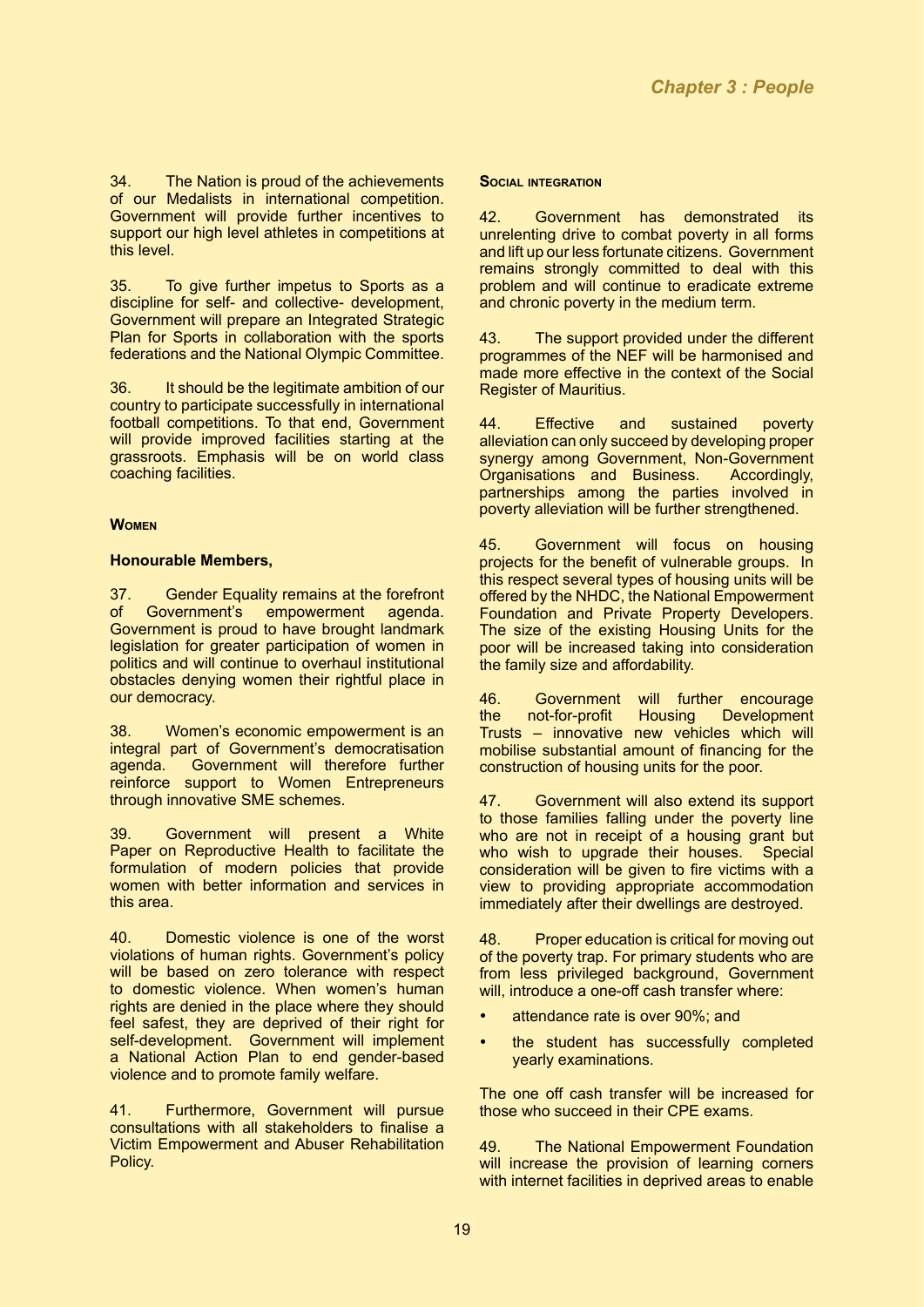34. The Nation is proud of the achievements of our Medalists in international competition. Government will provide further incentives to support our high level athletes in competitions at this level.

35. To give further impetus to Sports as a discipline for self- and collective- development, Government will prepare an Integrated Strategic Plan for Sports in collaboration with the sports federations and the National Olympic Committee.

36. It should be the legitimate ambition of our country to participate successfully in international football competitions. To that end, Government will provide improved facilities starting at the grassroots. Emphasis will be on world class coaching facilities.

### Women

**Honourable Members,**

37. Gender Equality remains at the forefront of Government's empowerment agenda. Government is proud to have brought landmark legislation for greater participation of women in politics and will continue to overhaul institutional obstacles denying women their rightful place in our democracy.

38. Women's economic empowerment is an integral part of Government's democratisation agenda. Government will therefore further reinforce support to Women Entrepreneurs through innovative SME schemes.

39. Government will present a White Paper on Reproductive Health to facilitate the formulation of modern policies that provide women with better information and services in this area.

40. Domestic violence is one of the worst violations of human rights. Government's policy will be based on zero tolerance with respect to domestic violence. When women's human rights are denied in the place where they should feel safest, they are deprived of their right for self-development. Government will implement a National Action Plan to end gender-based violence and to promote family welfare.

41. Furthermore, Government will pursue consultations with all stakeholders to finalise a Victim Empowerment and Abuser Rehabilitation Policy.

### Social integration

42. Government has demonstrated its unrelenting drive to combat poverty in all forms and lift up our less fortunate citizens. Government remains strongly committed to deal with this problem and will continue to eradicate extreme and chronic poverty in the medium term.

43. The support provided under the different programmes of the NEF will be harmonised and made more effective in the context of the Social Register of Mauritius.

44. Effective and sustained poverty alleviation can only succeed by developing proper synergy among Government, Non-Government Organisations and Business. Accordingly, partnerships among the parties involved in poverty alleviation will be further strengthened.

45. Government will focus on housing projects for the benefit of vulnerable groups. In this respect several types of housing units will be offered by the NHDC, the National Empowerment Foundation and Private Property Developers. The size of the existing Housing Units for the poor will be increased taking into consideration the family size and affordability.

46. Government will further encourage the not-for-profit Housing Development Trusts – innovative new vehicles which will mobilise substantial amount of financing for the construction of housing units for the poor.

47. Government will also extend its support to those families falling under the poverty line who are not in receipt of a housing grant but who wish to upgrade their houses. Special consideration will be given to fire victims with a view to providing appropriate accommodation immediately after their dwellings are destroyed.

48. Proper education is critical for moving out of the poverty trap. For primary students who are from less privileged background, Government will, introduce a one-off cash transfer where:

- attendance rate is over 90%; and
- the student has successfully completed yearly examinations.

The one off cash transfer will be increased for those who succeed in their CPE exams.

49. The National Empowerment Foundation will increase the provision of learning corners with internet facilities in deprived areas to enable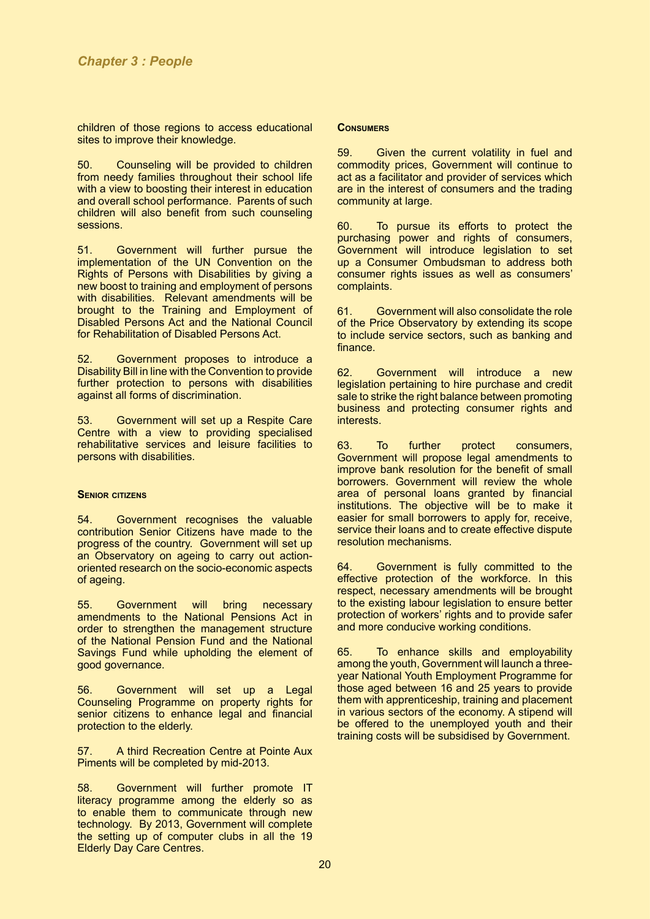children of those regions to access educational sites to improve their knowledge.

50. Counseling will be provided to children from needy families throughout their school life with a view to boosting their interest in education and overall school performance. Parents of such children will also benefit from such counseling sessions.

51. Government will further pursue the implementation of the UN Convention on the Rights of Persons with Disabilities by giving a new boost to training and employment of persons with disabilities. Relevant amendments will be brought to the Training and Employment of Disabled Persons Act and the National Council for Rehabilitation of Disabled Persons Act.

52. Government proposes to introduce a Disability Bill in line with the Convention to provide further protection to persons with disabilities against all forms of discrimination.

53. Government will set up a Respite Care Centre with a view to providing specialised rehabilitative services and leisure facilities to persons with disabilities.

### Senior citizens

54. Government recognises the valuable contribution Senior Citizens have made to the progress of the country. Government will set up an Observatory on ageing to carry out action-oriented research on the socio-economic aspects of ageing.

55. Government will bring necessary amendments to the National Pensions Act in order to strengthen the management structure of the National Pension Fund and the National Savings Fund while upholding the element of good governance.

56. Government will set up a Legal Counseling Programme on property rights for senior citizens to enhance legal and financial protection to the elderly.

57. A third Recreation Centre at Pointe Aux Piments will be completed by mid-2013.

58. Government will further promote IT literacy programme among the elderly so as to enable them to communicate through new technology. By 2013, Government will complete the setting up of computer clubs in all the 19 Elderly Day Care Centres.

### Consumers

59. Given the current volatility in fuel and commodity prices, Government will continue to act as a facilitator and provider of services which are in the interest of consumers and the trading community at large.

60. To pursue its efforts to protect the purchasing power and rights of consumers, Government will introduce legislation to set up a Consumer Ombudsman to address both consumer rights issues as well as consumers' complaints.

61. Government will also consolidate the role of the Price Observatory by extending its scope to include service sectors, such as banking and finance.

62. Government will introduce a new legislation pertaining to hire purchase and credit sale to strike the right balance between promoting business and protecting consumer rights and interests.

63. To further protect consumers, Government will propose legal amendments to improve bank resolution for the benefit of small borrowers. Government will review the whole area of personal loans granted by financial institutions. The objective will be to make it easier for small borrowers to apply for, receive, service their loans and to create effective dispute resolution mechanisms.

64. Government is fully committed to the effective protection of the workforce. In this respect, necessary amendments will be brought to the existing labour legislation to ensure better protection of workers' rights and to provide safer and more conducive working conditions.

65. To enhance skills and employability among the youth, Government will launch a three-year National Youth Employment Programme for those aged between 16 and 25 years to provide them with apprenticeship, training and placement in various sectors of the economy. A stipend will be offered to the unemployed youth and their training costs will be subsidised by Government.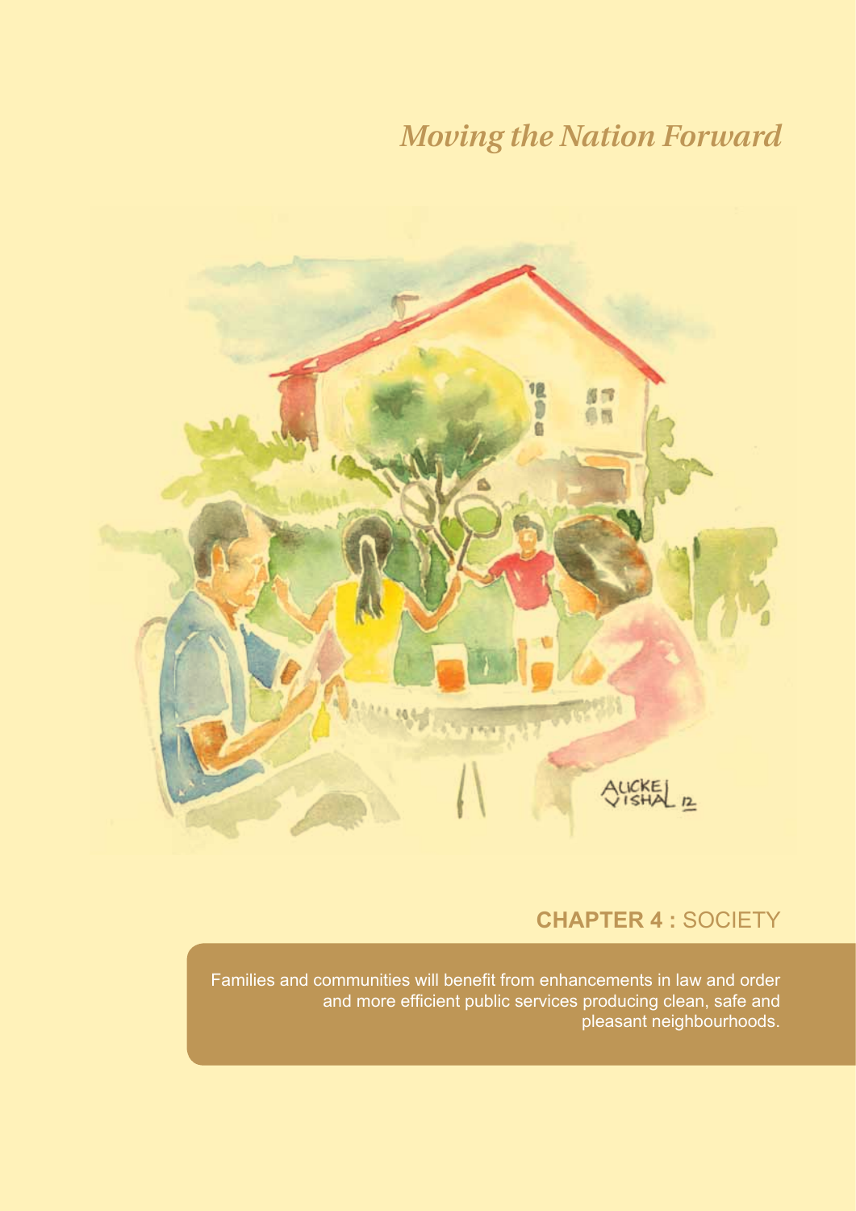*Moving the Nation Forward*

## CHAPTER 4 : SOCIETY

Families and communities will benefit from enhancements in law and order and more efficient public services producing clean, safe and pleasant neighbourhoods.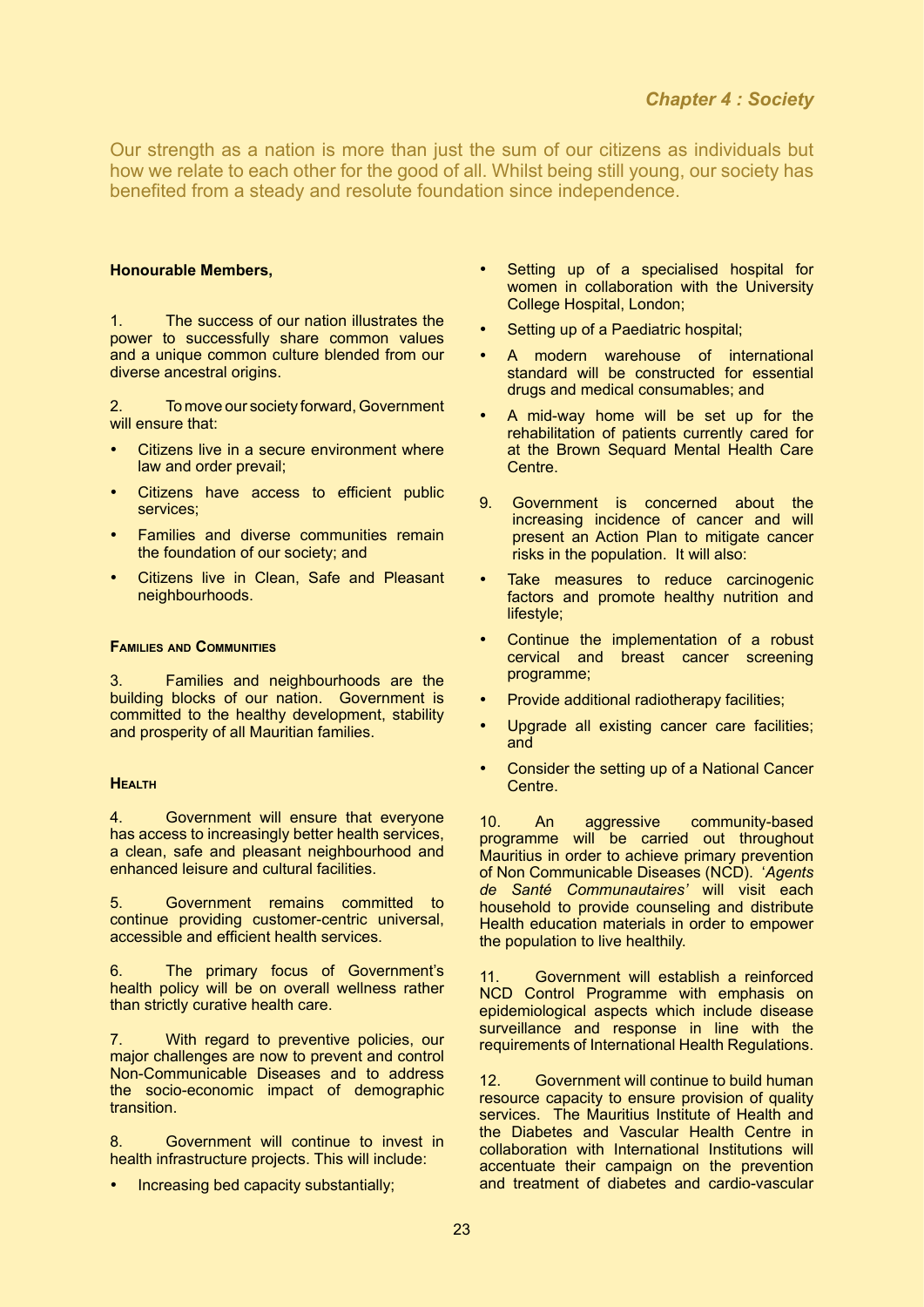## Chapter 4 : Society

Our strength as a nation is more than just the sum of our citizens as individuals but how we relate to each other for the good of all. Whilst being still young, our society has benefited from a steady and resolute foundation since independence.

**Honourable Members,**

1. The success of our nation illustrates the power to successfully share common values and a unique common culture blended from our diverse ancestral origins.

2. To move our society forward, Government will ensure that:

- Citizens live in a secure environment where law and order prevail;
- Citizens have access to efficient public services;
- Families and diverse communities remain the foundation of our society; and
- Citizens live in Clean, Safe and Pleasant neighbourhoods.

### Families and Communities

3. Families and neighbourhoods are the building blocks of our nation. Government is committed to the healthy development, stability and prosperity of all Mauritian families.

### Health

4. Government will ensure that everyone has access to increasingly better health services, a clean, safe and pleasant neighbourhood and enhanced leisure and cultural facilities.

5. Government remains committed to continue providing customer-centric universal, accessible and efficient health services.

6. The primary focus of Government's health policy will be on overall wellness rather than strictly curative health care.

7. With regard to preventive policies, our major challenges are now to prevent and control Non-Communicable Diseases and to address the socio-economic impact of demographic transition.

8. Government will continue to invest in health infrastructure projects. This will include:

- Increasing bed capacity substantially;
- Setting up of a specialised hospital for women in collaboration with the University College Hospital, London;
- Setting up of a Paediatric hospital;
- A modern warehouse of international standard will be constructed for essential drugs and medical consumables; and
- A mid-way home will be set up for the rehabilitation of patients currently cared for at the Brown Sequard Mental Health Care Centre.

9. Government is concerned about the increasing incidence of cancer and will present an Action Plan to mitigate cancer risks in the population. It will also:

- Take measures to reduce carcinogenic factors and promote healthy nutrition and lifestyle;
- Continue the implementation of a robust cervical and breast cancer screening programme;
- Provide additional radiotherapy facilities;
- Upgrade all existing cancer care facilities; and
- Consider the setting up of a National Cancer Centre.

10. An aggressive community-based programme will be carried out throughout Mauritius in order to achieve primary prevention of Non Communicable Diseases (NCD). '*Agents de Santé Communautaires'* will visit each household to provide counseling and distribute Health education materials in order to empower the population to live healthily.

11. Government will establish a reinforced NCD Control Programme with emphasis on epidemiological aspects which include disease surveillance and response in line with the requirements of International Health Regulations.

12. Government will continue to build human resource capacity to ensure provision of quality services. The Mauritius Institute of Health and the Diabetes and Vascular Health Centre in collaboration with International Institutions will accentuate their campaign on the prevention and treatment of diabetes and cardio-vascular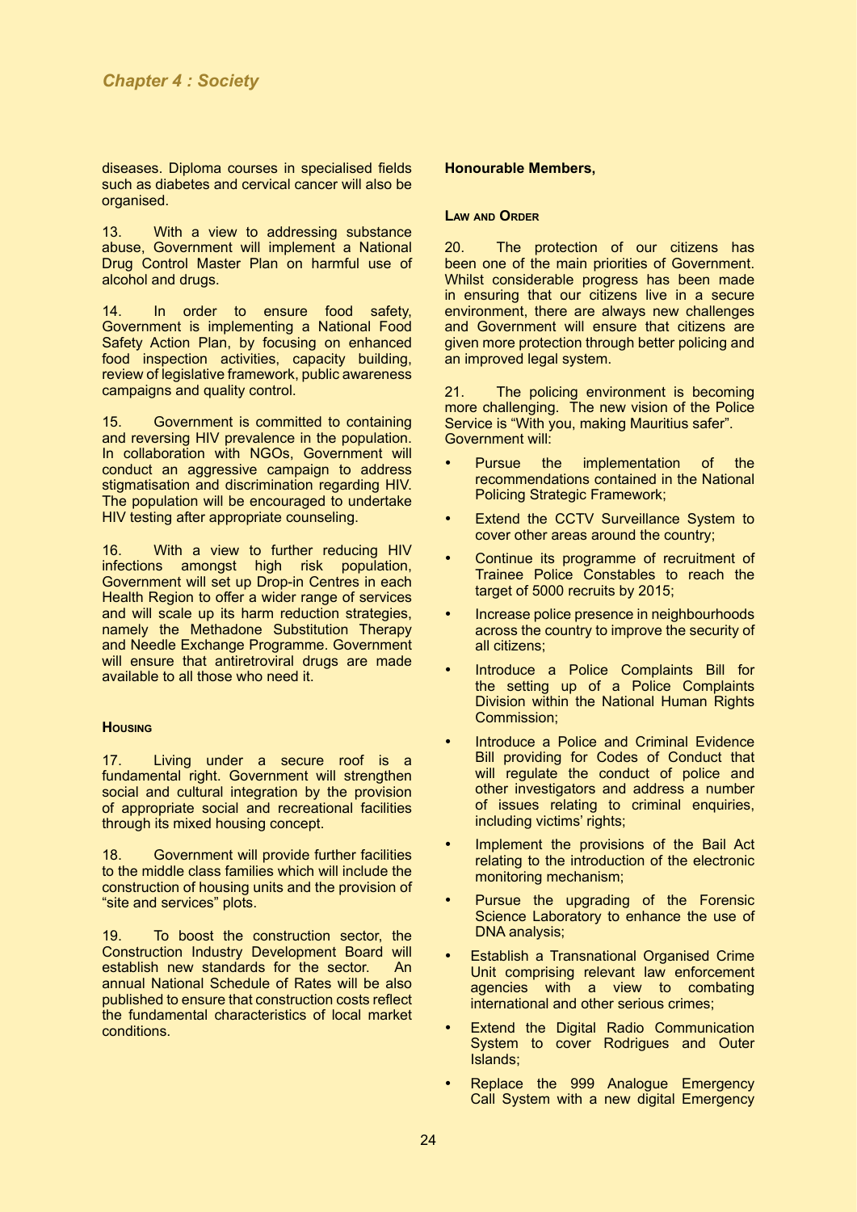diseases. Diploma courses in specialised fields such as diabetes and cervical cancer will also be organised.

13. With a view to addressing substance abuse, Government will implement a National Drug Control Master Plan on harmful use of alcohol and drugs.

14. In order to ensure food safety, Government is implementing a National Food Safety Action Plan, by focusing on enhanced food inspection activities, capacity building, review of legislative framework, public awareness campaigns and quality control.

15. Government is committed to containing and reversing HIV prevalence in the population. In collaboration with NGOs, Government will conduct an aggressive campaign to address stigmatisation and discrimination regarding HIV. The population will be encouraged to undertake HIV testing after appropriate counseling.

16. With a view to further reducing HIV infections amongst high risk population, Government will set up Drop-in Centres in each Health Region to offer a wider range of services and will scale up its harm reduction strategies, namely the Methadone Substitution Therapy and Needle Exchange Programme. Government will ensure that antiretroviral drugs are made available to all those who need it.

### Housing

17. Living under a secure roof is a fundamental right. Government will strengthen social and cultural integration by the provision of appropriate social and recreational facilities through its mixed housing concept.

18. Government will provide further facilities to the middle class families which will include the construction of housing units and the provision of "site and services" plots.

19. To boost the construction sector, the Construction Industry Development Board will establish new standards for the sector. An annual National Schedule of Rates will be also published to ensure that construction costs reflect the fundamental characteristics of local market conditions.

**Honourable Members,**

### Law and Order

20. The protection of our citizens has been one of the main priorities of Government. Whilst considerable progress has been made in ensuring that our citizens live in a secure environment, there are always new challenges and Government will ensure that citizens are given more protection through better policing and an improved legal system.

21. The policing environment is becoming more challenging. The new vision of the Police Service is "With you, making Mauritius safer". Government will:

- Pursue the implementation of the recommendations contained in the National Policing Strategic Framework;
- Extend the CCTV Surveillance System to cover other areas around the country;
- Continue its programme of recruitment of Trainee Police Constables to reach the target of 5000 recruits by 2015;
- Increase police presence in neighbourhoods across the country to improve the security of all citizens;
- Introduce a Police Complaints Bill for the setting up of a Police Complaints Division within the National Human Rights Commission;
- Introduce a Police and Criminal Evidence Bill providing for Codes of Conduct that will regulate the conduct of police and other investigators and address a number of issues relating to criminal enquiries, including victims' rights;
- Implement the provisions of the Bail Act relating to the introduction of the electronic monitoring mechanism;
- Pursue the upgrading of the Forensic Science Laboratory to enhance the use of DNA analysis;
- Establish a Transnational Organised Crime Unit comprising relevant law enforcement agencies with a view to combating international and other serious crimes;
- Extend the Digital Radio Communication System to cover Rodrigues and Outer Islands;
- Replace the 999 Analogue Emergency Call System with a new digital Emergency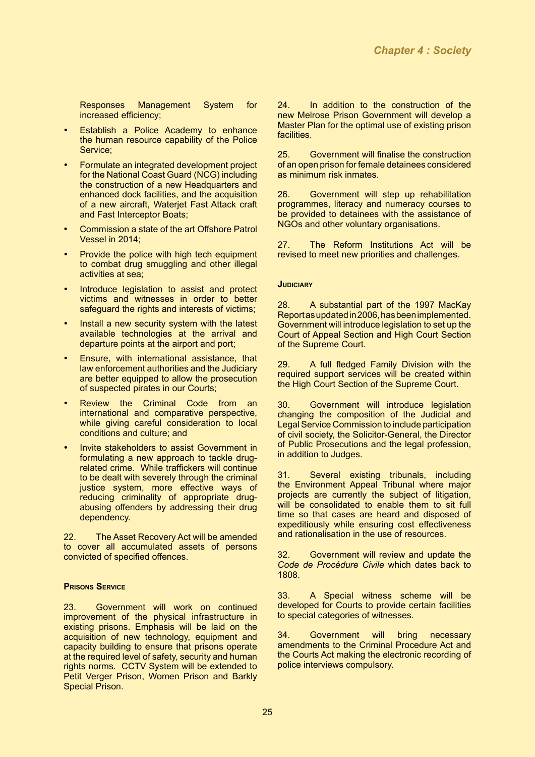Responses Management System for increased efficiency;

- Establish a Police Academy to enhance the human resource capability of the Police Service;
- Formulate an integrated development project for the National Coast Guard (NCG) including the construction of a new Headquarters and enhanced dock facilities, and the acquisition of a new aircraft, Waterjet Fast Attack craft and Fast Interceptor Boats;
- Commission a state of the art Offshore Patrol Vessel in 2014;
- Provide the police with high tech equipment to combat drug smuggling and other illegal activities at sea;
- Introduce legislation to assist and protect victims and witnesses in order to better safeguard the rights and interests of victims;
- Install a new security system with the latest available technologies at the arrival and departure points at the airport and port;
- Ensure, with international assistance, that law enforcement authorities and the Judiciary are better equipped to allow the prosecution of suspected pirates in our Courts;
- Review the Criminal Code from an international and comparative perspective, while giving careful consideration to local conditions and culture; and
- Invite stakeholders to assist Government in formulating a new approach to tackle drug-related crime. While traffickers will continue to be dealt with severely through the criminal justice system, more effective ways of reducing criminality of appropriate drug-abusing offenders by addressing their drug dependency.

22. The Asset Recovery Act will be amended to cover all accumulated assets of persons convicted of specified offences.

### Prisons Service

23. Government will work on continued improvement of the physical infrastructure in existing prisons. Emphasis will be laid on the acquisition of new technology, equipment and capacity building to ensure that prisons operate at the required level of safety, security and human rights norms. CCTV System will be extended to Petit Verger Prison, Women Prison and Barkly Special Prison.

24. In addition to the construction of the new Melrose Prison Government will develop a Master Plan for the optimal use of existing prison facilities.

25. Government will finalise the construction of an open prison for female detainees considered as minimum risk inmates.

26. Government will step up rehabilitation programmes, literacy and numeracy courses to be provided to detainees with the assistance of NGOs and other voluntary organisations.

27. The Reform Institutions Act will be revised to meet new priorities and challenges.

### Judiciary

28. A substantial part of the 1997 MacKay Report as updated in 2006, has been implemented. Government will introduce legislation to set up the Court of Appeal Section and High Court Section of the Supreme Court.

29. A full fledged Family Division with the required support services will be created within the High Court Section of the Supreme Court.

30. Government will introduce legislation changing the composition of the Judicial and Legal Service Commission to include participation of civil society, the Solicitor-General, the Director of Public Prosecutions and the legal profession, in addition to Judges.

31. Several existing tribunals, including the Environment Appeal Tribunal where major projects are currently the subject of litigation, will be consolidated to enable them to sit full time so that cases are heard and disposed of expeditiously while ensuring cost effectiveness and rationalisation in the use of resources.

32. Government will review and update the *Code de Procédure Civile* which dates back to 1808.

33. A Special witness scheme will be developed for Courts to provide certain facilities to special categories of witnesses.

34. Government will bring necessary amendments to the Criminal Procedure Act and the Courts Act making the electronic recording of police interviews compulsory.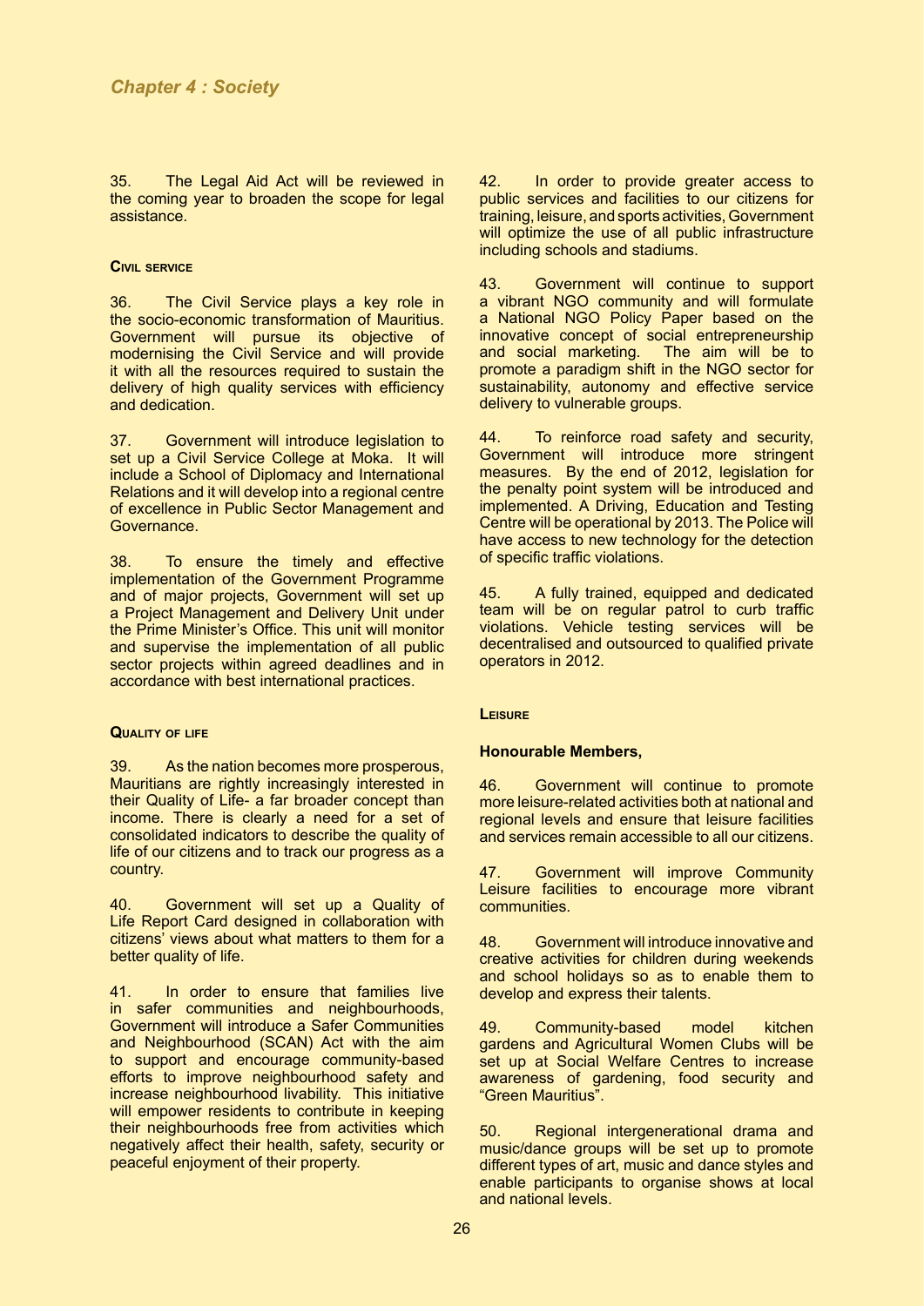35. The Legal Aid Act will be reviewed in the coming year to broaden the scope for legal assistance.

### Civil service

36. The Civil Service plays a key role in the socio-economic transformation of Mauritius. Government will pursue its objective of modernising the Civil Service and will provide it with all the resources required to sustain the delivery of high quality services with efficiency and dedication.

37. Government will introduce legislation to set up a Civil Service College at Moka. It will include a School of Diplomacy and International Relations and it will develop into a regional centre of excellence in Public Sector Management and Governance.

38. To ensure the timely and effective implementation of the Government Programme and of major projects, Government will set up a Project Management and Delivery Unit under the Prime Minister's Office. This unit will monitor and supervise the implementation of all public sector projects within agreed deadlines and in accordance with best international practices.

### Quality of life

39. As the nation becomes more prosperous, Mauritians are rightly increasingly interested in their Quality of Life- a far broader concept than income. There is clearly a need for a set of consolidated indicators to describe the quality of life of our citizens and to track our progress as a country.

40. Government will set up a Quality of Life Report Card designed in collaboration with citizens' views about what matters to them for a better quality of life.

41. In order to ensure that families live in safer communities and neighbourhoods, Government will introduce a Safer Communities and Neighbourhood (SCAN) Act with the aim to support and encourage community-based efforts to improve neighbourhood safety and increase neighbourhood livability. This initiative will empower residents to contribute in keeping their neighbourhoods free from activities which negatively affect their health, safety, security or peaceful enjoyment of their property.

42. In order to provide greater access to public services and facilities to our citizens for training, leisure, and sports activities, Government will optimize the use of all public infrastructure including schools and stadiums.

43. Government will continue to support a vibrant NGO community and will formulate a National NGO Policy Paper based on the innovative concept of social entrepreneurship and social marketing. The aim will be to promote a paradigm shift in the NGO sector for sustainability, autonomy and effective service delivery to vulnerable groups.

44. To reinforce road safety and security, Government will introduce more stringent measures. By the end of 2012, legislation for the penalty point system will be introduced and implemented. A Driving, Education and Testing Centre will be operational by 2013. The Police will have access to new technology for the detection of specific traffic violations.

45. A fully trained, equipped and dedicated team will be on regular patrol to curb traffic violations. Vehicle testing services will be decentralised and outsourced to qualified private operators in 2012.

### Leisure

**Honourable Members,**

46. Government will continue to promote more leisure-related activities both at national and regional levels and ensure that leisure facilities and services remain accessible to all our citizens.

47. Government will improve Community Leisure facilities to encourage more vibrant communities.

48. Government will introduce innovative and creative activities for children during weekends and school holidays so as to enable them to develop and express their talents.

49. Community-based model kitchen gardens and Agricultural Women Clubs will be set up at Social Welfare Centres to increase awareness of gardening, food security and "Green Mauritius".

50. Regional intergenerational drama and music/dance groups will be set up to promote different types of art, music and dance styles and enable participants to organise shows at local and national levels.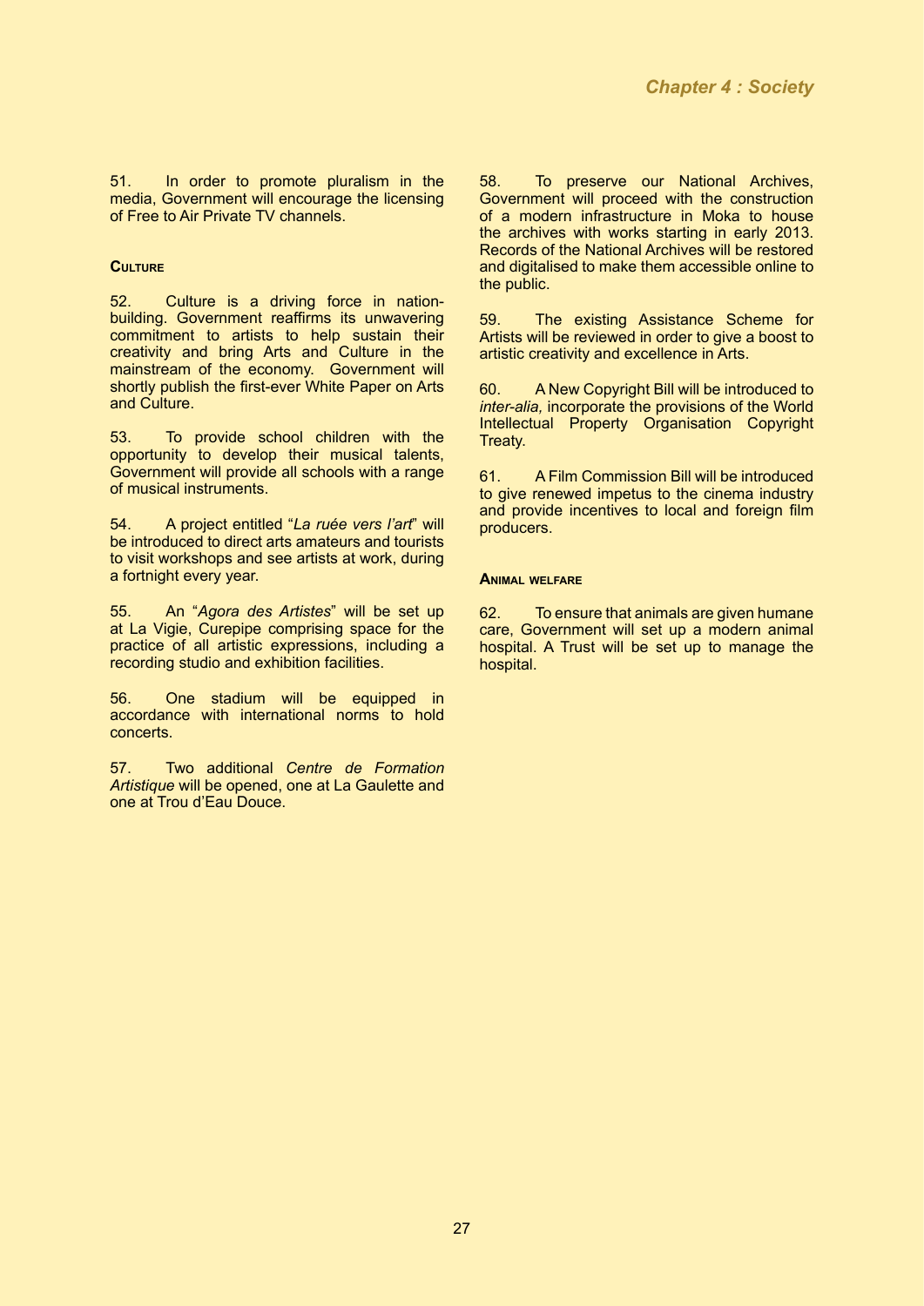51. In order to promote pluralism in the media, Government will encourage the licensing of Free to Air Private TV channels.

### Culture

52. Culture is a driving force in nation-building. Government reaffirms its unwavering commitment to artists to help sustain their creativity and bring Arts and Culture in the mainstream of the economy. Government will shortly publish the first-ever White Paper on Arts and Culture.

53. To provide school children with the opportunity to develop their musical talents, Government will provide all schools with a range of musical instruments.

54. A project entitled "*La ruée vers l'art*" will be introduced to direct arts amateurs and tourists to visit workshops and see artists at work, during a fortnight every year.

55. An "*Agora des Artistes*" will be set up at La Vigie, Curepipe comprising space for the practice of all artistic expressions, including a recording studio and exhibition facilities.

56. One stadium will be equipped in accordance with international norms to hold concerts.

57. Two additional *Centre de Formation Artistique* will be opened, one at La Gaulette and one at Trou d'Eau Douce.

58. To preserve our National Archives, Government will proceed with the construction of a modern infrastructure in Moka to house the archives with works starting in early 2013. Records of the National Archives will be restored and digitalised to make them accessible online to the public.

59. The existing Assistance Scheme for Artists will be reviewed in order to give a boost to artistic creativity and excellence in Arts.

60. A New Copyright Bill will be introduced to *inter-alia,* incorporate the provisions of the World Intellectual Property Organisation Copyright Treaty.

61. A Film Commission Bill will be introduced to give renewed impetus to the cinema industry and provide incentives to local and foreign film producers.

### Animal welfare

62. To ensure that animals are given humane care, Government will set up a modern animal hospital. A Trust will be set up to manage the hospital.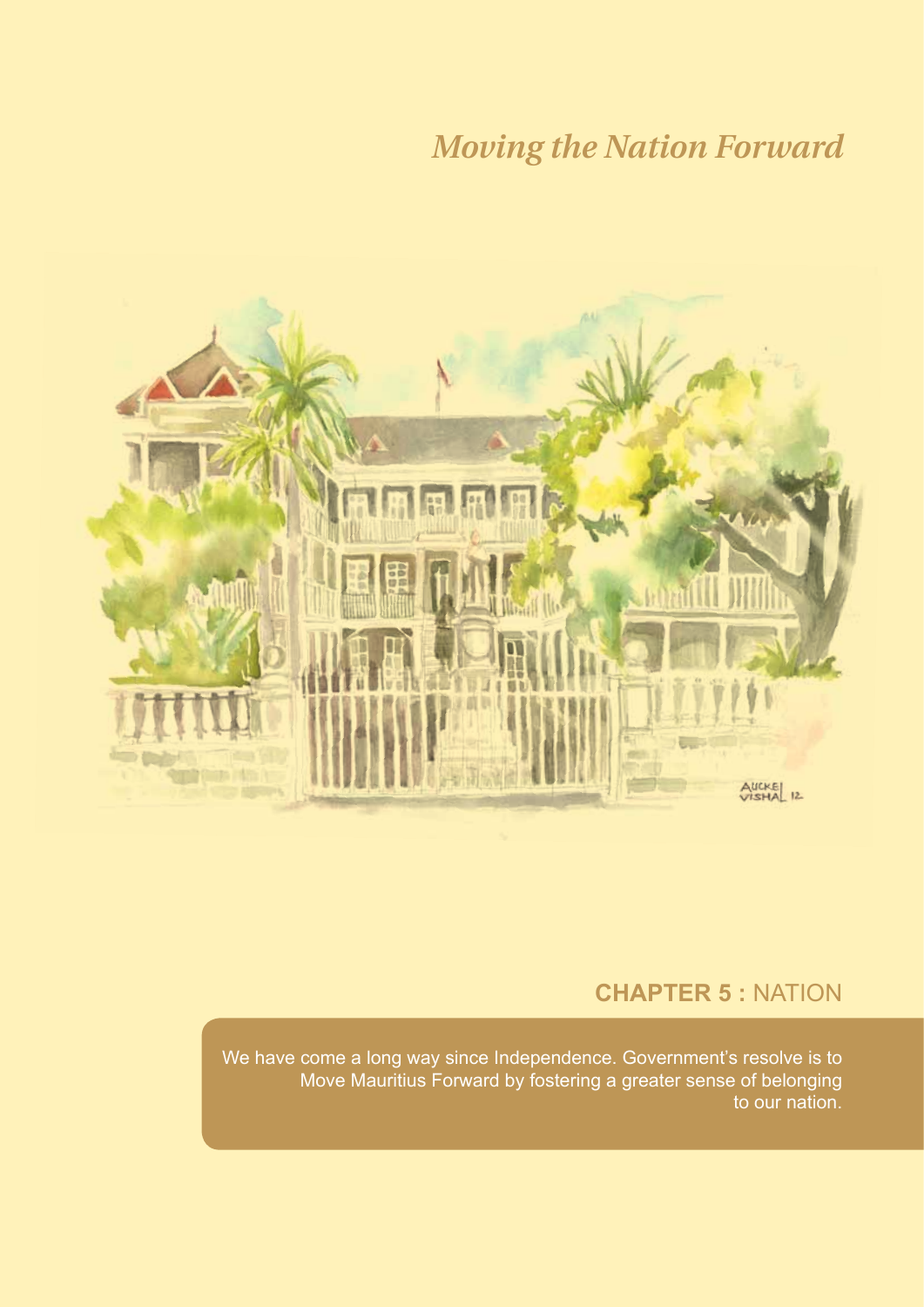*Moving the Nation Forward*

## CHAPTER 5 : NATION

We have come a long way since Independence. Government's resolve is to Move Mauritius Forward by fostering a greater sense of belonging to our nation.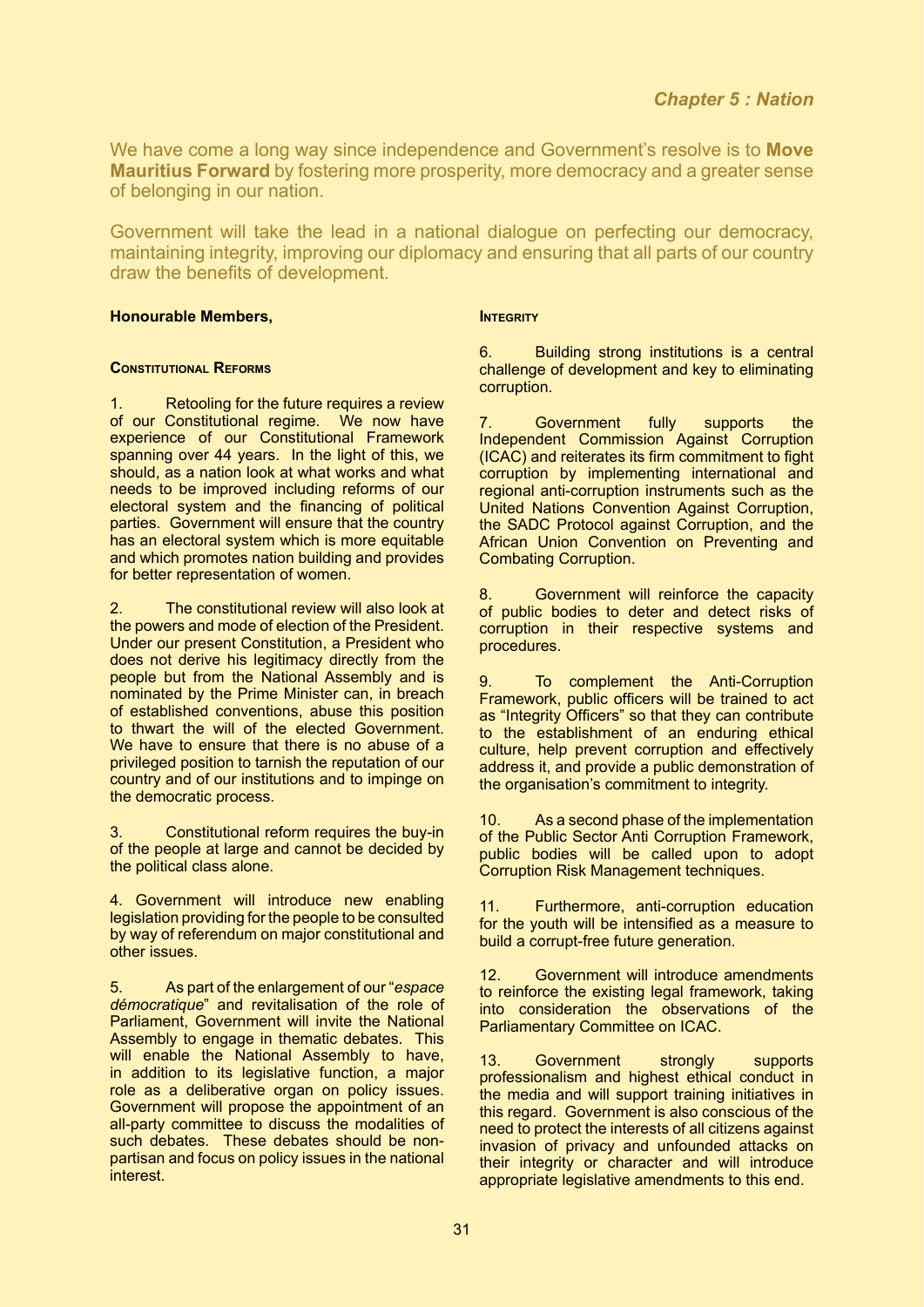## Chapter 5 : Nation

We have come a long way since independence and Government's resolve is to **Move Mauritius Forward** by fostering more prosperity, more democracy and a greater sense of belonging in our nation.

Government will take the lead in a national dialogue on perfecting our democracy, maintaining integrity, improving our diplomacy and ensuring that all parts of our country draw the benefits of development.

**Honourable Members,**

### Constitutional Reforms

1. Retooling for the future requires a review of our Constitutional regime. We now have experience of our Constitutional Framework spanning over 44 years. In the light of this, we should, as a nation look at what works and what needs to be improved including reforms of our electoral system and the financing of political parties. Government will ensure that the country has an electoral system which is more equitable and which promotes nation building and provides for better representation of women.

2. The constitutional review will also look at the powers and mode of election of the President. Under our present Constitution, a President who does not derive his legitimacy directly from the people but from the National Assembly and is nominated by the Prime Minister can, in breach of established conventions, abuse this position to thwart the will of the elected Government. We have to ensure that there is no abuse of a privileged position to tarnish the reputation of our country and of our institutions and to impinge on the democratic process.

3. Constitutional reform requires the buy-in of the people at large and cannot be decided by the political class alone.

4. Government will introduce new enabling legislation providing for the people to be consulted by way of referendum on major constitutional and other issues.

5. As part of the enlargement of our "*espace démocratique*" and revitalisation of the role of Parliament, Government will invite the National Assembly to engage in thematic debates. This will enable the National Assembly to have, in addition to its legislative function, a major role as a deliberative organ on policy issues. Government will propose the appointment of an all-party committee to discuss the modalities of such debates. These debates should be non-partisan and focus on policy issues in the national interest.

### Integrity

6. Building strong institutions is a central challenge of development and key to eliminating corruption.

7. Government fully supports the Independent Commission Against Corruption (ICAC) and reiterates its firm commitment to fight corruption by implementing international and regional anti-corruption instruments such as the United Nations Convention Against Corruption, the SADC Protocol against Corruption, and the African Union Convention on Preventing and Combating Corruption.

8. Government will reinforce the capacity of public bodies to deter and detect risks of corruption in their respective systems and procedures.

9. To complement the Anti-Corruption Framework, public officers will be trained to act as "Integrity Officers" so that they can contribute to the establishment of an enduring ethical culture, help prevent corruption and effectively address it, and provide a public demonstration of the organisation's commitment to integrity.

10. As a second phase of the implementation of the Public Sector Anti Corruption Framework, public bodies will be called upon to adopt Corruption Risk Management techniques.

11. Furthermore, anti-corruption education for the youth will be intensified as a measure to build a corrupt-free future generation.

12. Government will introduce amendments to reinforce the existing legal framework, taking into consideration the observations of the Parliamentary Committee on ICAC.

13. Government strongly supports professionalism and highest ethical conduct in the media and will support training initiatives in this regard. Government is also conscious of the need to protect the interests of all citizens against invasion of privacy and unfounded attacks on their integrity or character and will introduce appropriate legislative amendments to this end.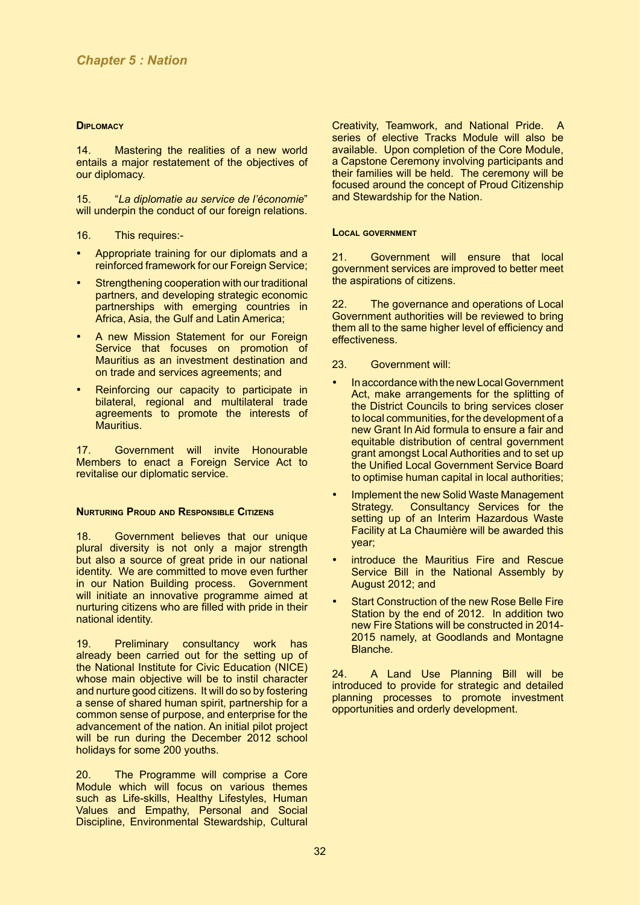## Chapter 5 : Nation

### Diplomacy

14. Mastering the realities of a new world entails a major restatement of the objectives of our diplomacy.

15. "*La diplomatie au service de l'économie*" will underpin the conduct of our foreign relations.

16. This requires:-

- Appropriate training for our diplomats and a reinforced framework for our Foreign Service;
- Strengthening cooperation with our traditional partners, and developing strategic economic partnerships with emerging countries in Africa, Asia, the Gulf and Latin America;
- A new Mission Statement for our Foreign Service that focuses on promotion of Mauritius as an investment destination and on trade and services agreements; and
- Reinforcing our capacity to participate in bilateral, regional and multilateral trade agreements to promote the interests of Mauritius.

17. Government will invite Honourable Members to enact a Foreign Service Act to revitalise our diplomatic service.

### Nurturing Proud and Responsible Citizens

18. Government believes that our unique plural diversity is not only a major strength but also a source of great pride in our national identity. We are committed to move even further in our Nation Building process. Government will initiate an innovative programme aimed at nurturing citizens who are filled with pride in their national identity.

19. Preliminary consultancy work has already been carried out for the setting up of the National Institute for Civic Education (NICE) whose main objective will be to instil character and nurture good citizens. It will do so by fostering a sense of shared human spirit, partnership for a common sense of purpose, and enterprise for the advancement of the nation. An initial pilot project will be run during the December 2012 school holidays for some 200 youths.

20. The Programme will comprise a Core Module which will focus on various themes such as Life-skills, Healthy Lifestyles, Human Values and Empathy, Personal and Social Discipline, Environmental Stewardship, Cultural Creativity, Teamwork, and National Pride. A series of elective Tracks Module will also be available. Upon completion of the Core Module, a Capstone Ceremony involving participants and their families will be held. The ceremony will be focused around the concept of Proud Citizenship and Stewardship for the Nation.

### Local government

21. Government will ensure that local government services are improved to better meet the aspirations of citizens.

22. The governance and operations of Local Government authorities will be reviewed to bring them all to the same higher level of efficiency and effectiveness.

23. Government will:

- In accordance with the new Local Government Act, make arrangements for the splitting of the District Councils to bring services closer to local communities, for the development of a new Grant In Aid formula to ensure a fair and equitable distribution of central government grant amongst Local Authorities and to set up the Unified Local Government Service Board to optimise human capital in local authorities;
- Implement the new Solid Waste Management Strategy. Consultancy Services for the setting up of an Interim Hazardous Waste Facility at La Chaumière will be awarded this year;
- introduce the Mauritius Fire and Rescue Service Bill in the National Assembly by August 2012; and
- Start Construction of the new Rose Belle Fire Station by the end of 2012. In addition two new Fire Stations will be constructed in 2014-2015 namely, at Goodlands and Montagne Blanche.

24. A Land Use Planning Bill will be introduced to provide for strategic and detailed planning processes to promote investment opportunities and orderly development.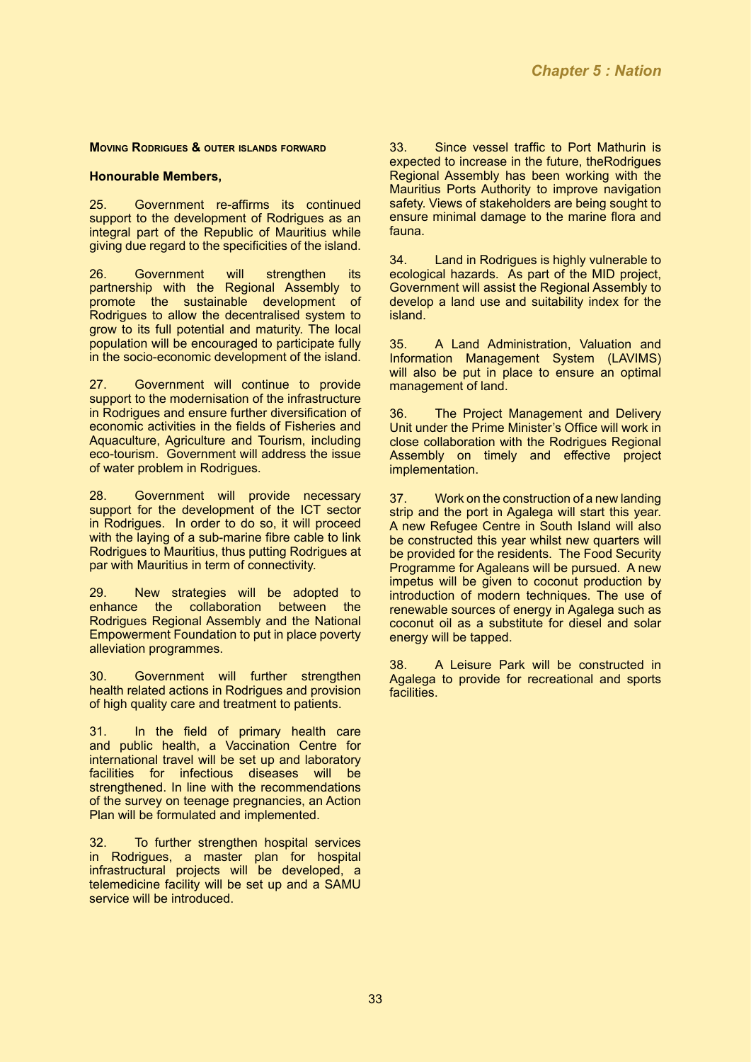**Moving Rodrigues & outer islands forward**

**Honourable Members,**

25. Government re-affirms its continued support to the development of Rodrigues as an integral part of the Republic of Mauritius while giving due regard to the specificities of the island.

26. Government will strengthen its partnership with the Regional Assembly to promote the sustainable development of Rodrigues to allow the decentralised system to grow to its full potential and maturity. The local population will be encouraged to participate fully in the socio-economic development of the island.

27. Government will continue to provide support to the modernisation of the infrastructure in Rodrigues and ensure further diversification of economic activities in the fields of Fisheries and Aquaculture, Agriculture and Tourism, including eco-tourism. Government will address the issue of water problem in Rodrigues.

28. Government will provide necessary support for the development of the ICT sector in Rodrigues. In order to do so, it will proceed with the laying of a sub-marine fibre cable to link Rodrigues to Mauritius, thus putting Rodrigues at par with Mauritius in term of connectivity.

29. New strategies will be adopted to enhance the collaboration between the Rodrigues Regional Assembly and the National Empowerment Foundation to put in place poverty alleviation programmes.

30. Government will further strengthen health related actions in Rodrigues and provision of high quality care and treatment to patients.

31. In the field of primary health care and public health, a Vaccination Centre for international travel will be set up and laboratory facilities for infectious diseases will be strengthened. In line with the recommendations of the survey on teenage pregnancies, an Action Plan will be formulated and implemented.

32. To further strengthen hospital services in Rodrigues, a master plan for hospital infrastructural projects will be developed, a telemedicine facility will be set up and a SAMU service will be introduced.

33. Since vessel traffic to Port Mathurin is expected to increase in the future, theRodrigues Regional Assembly has been working with the Mauritius Ports Authority to improve navigation safety. Views of stakeholders are being sought to ensure minimal damage to the marine flora and fauna.

34. Land in Rodrigues is highly vulnerable to ecological hazards. As part of the MID project, Government will assist the Regional Assembly to develop a land use and suitability index for the island.

35. A Land Administration, Valuation and Information Management System (LAVIMS) will also be put in place to ensure an optimal management of land.

36. The Project Management and Delivery Unit under the Prime Minister's Office will work in close collaboration with the Rodrigues Regional Assembly on timely and effective project implementation.

37. Work on the construction of a new landing strip and the port in Agalega will start this year. A new Refugee Centre in South Island will also be constructed this year whilst new quarters will be provided for the residents. The Food Security Programme for Agaleans will be pursued. A new impetus will be given to coconut production by introduction of modern techniques. The use of renewable sources of energy in Agalega such as coconut oil as a substitute for diesel and solar energy will be tapped.

38. A Leisure Park will be constructed in Agalega to provide for recreational and sports facilities.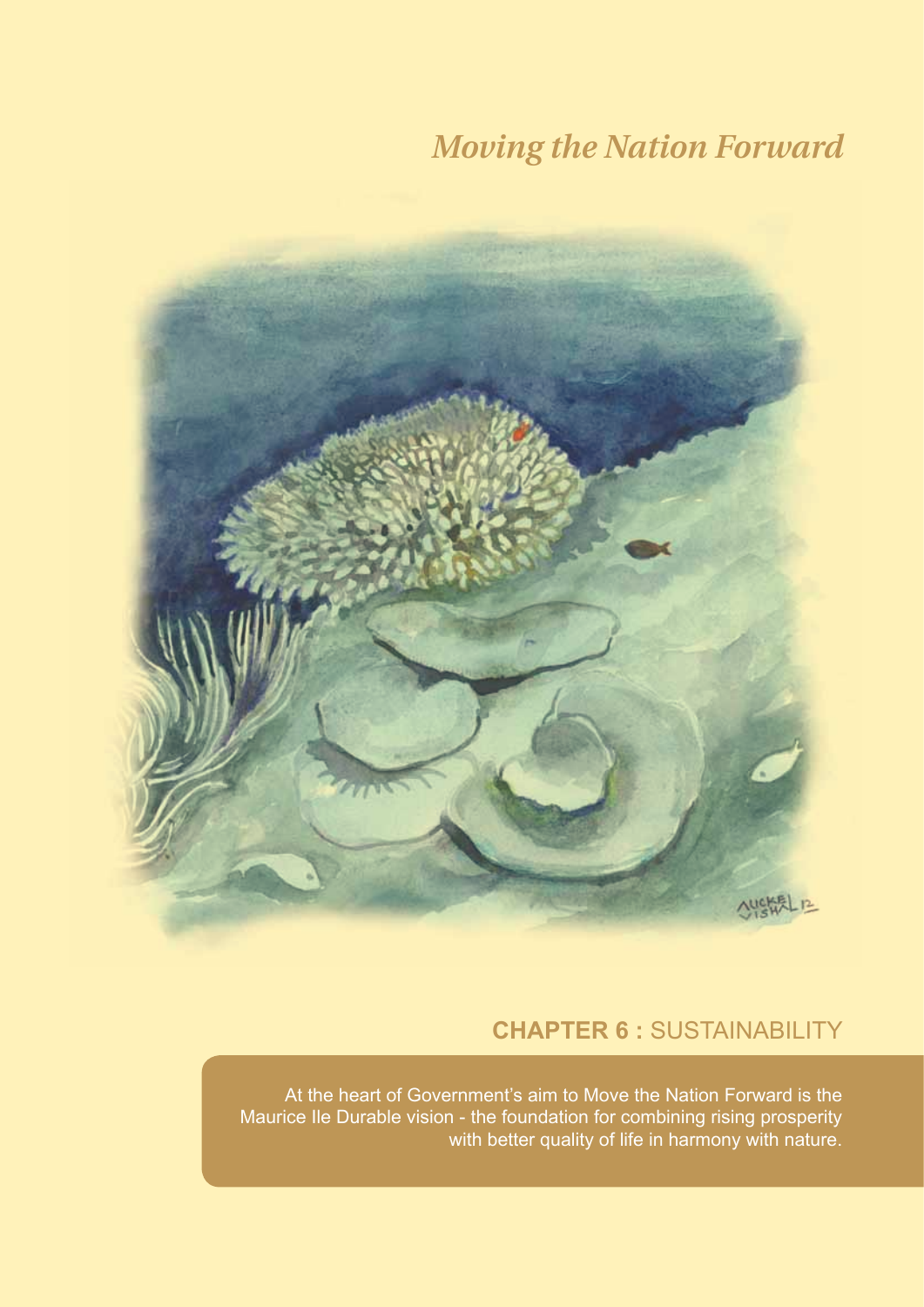*Moving the Nation Forward*

## CHAPTER 6 : SUSTAINABILITY

At the heart of Government's aim to Move the Nation Forward is the Maurice Ile Durable vision - the foundation for combining rising prosperity with better quality of life in harmony with nature.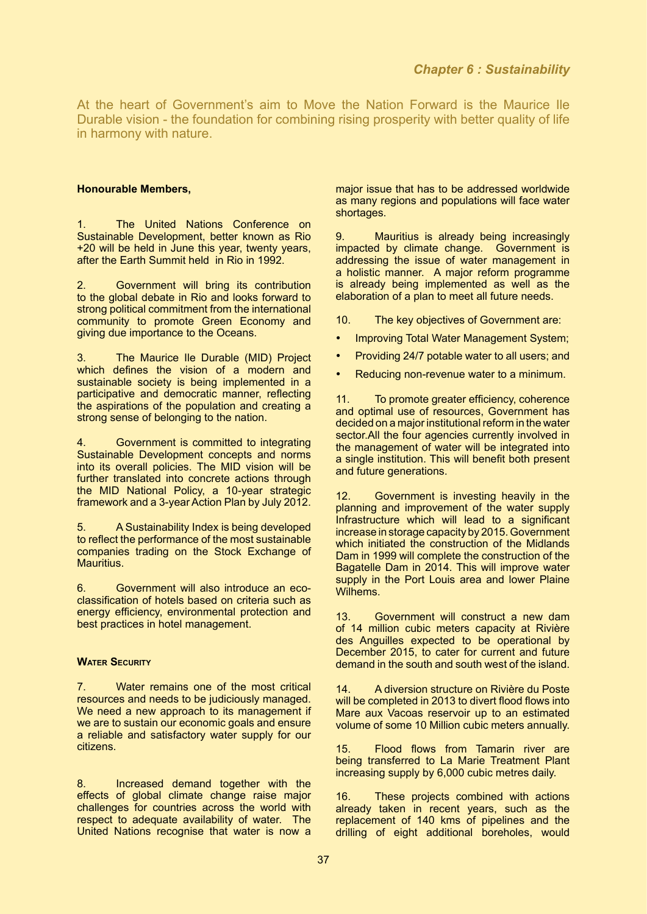*Chapter 6 : Sustainability*

At the heart of Government's aim to Move the Nation Forward is the Maurice Ile Durable vision - the foundation for combining rising prosperity with better quality of life in harmony with nature.

**Honourable Members,**

1. The United Nations Conference on Sustainable Development, better known as Rio +20 will be held in June this year, twenty years, after the Earth Summit held in Rio in 1992.

2. Government will bring its contribution to the global debate in Rio and looks forward to strong political commitment from the international community to promote Green Economy and giving due importance to the Oceans.

3. The Maurice Ile Durable (MID) Project which defines the vision of a modern and sustainable society is being implemented in a participative and democratic manner, reflecting the aspirations of the population and creating a strong sense of belonging to the nation.

4. Government is committed to integrating Sustainable Development concepts and norms into its overall policies. The MID vision will be further translated into concrete actions through the MID National Policy, a 10-year strategic framework and a 3-year Action Plan by July 2012.

5. A Sustainability Index is being developed to reflect the performance of the most sustainable companies trading on the Stock Exchange of Mauritius.

6. Government will also introduce an eco-classification of hotels based on criteria such as energy efficiency, environmental protection and best practices in hotel management.

**Water Security**

7. Water remains one of the most critical resources and needs to be judiciously managed. We need a new approach to its management if we are to sustain our economic goals and ensure a reliable and satisfactory water supply for our citizens.

8. Increased demand together with the effects of global climate change raise major challenges for countries across the world with respect to adequate availability of water. The United Nations recognise that water is now a major issue that has to be addressed worldwide as many regions and populations will face water shortages.

9. Mauritius is already being increasingly impacted by climate change. Government is addressing the issue of water management in a holistic manner. A major reform programme is already being implemented as well as the elaboration of a plan to meet all future needs.

10. The key objectives of Government are:

- Improving Total Water Management System;
- Providing 24/7 potable water to all users; and
- Reducing non-revenue water to a minimum.

11. To promote greater efficiency, coherence and optimal use of resources, Government has decided on a major institutional reform in the water sector.All the four agencies currently involved in the management of water will be integrated into a single institution. This will benefit both present and future generations.

12. Government is investing heavily in the planning and improvement of the water supply Infrastructure which will lead to a significant increase in storage capacity by 2015. Government which initiated the construction of the Midlands Dam in 1999 will complete the construction of the Bagatelle Dam in 2014. This will improve water supply in the Port Louis area and lower Plaine Wilhems.

13. Government will construct a new dam of 14 million cubic meters capacity at Rivière des Anguilles expected to be operational by December 2015, to cater for current and future demand in the south and south west of the island.

14. A diversion structure on Rivière du Poste will be completed in 2013 to divert flood flows into Mare aux Vacoas reservoir up to an estimated volume of some 10 Million cubic meters annually.

15. Flood flows from Tamarin river are being transferred to La Marie Treatment Plant increasing supply by 6,000 cubic metres daily.

16. These projects combined with actions already taken in recent years, such as the replacement of 140 kms of pipelines and the drilling of eight additional boreholes, would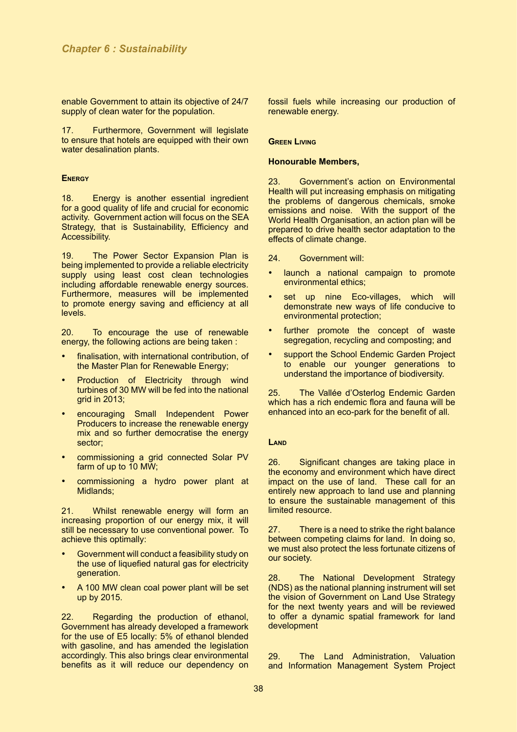enable Government to attain its objective of 24/7 supply of clean water for the population.

17. Furthermore, Government will legislate to ensure that hotels are equipped with their own water desalination plants.

### Energy

18. Energy is another essential ingredient for a good quality of life and crucial for economic activity. Government action will focus on the SEA Strategy, that is Sustainability, Efficiency and Accessibility.

19. The Power Sector Expansion Plan is being implemented to provide a reliable electricity supply using least cost clean technologies including affordable renewable energy sources. Furthermore, measures will be implemented to promote energy saving and efficiency at all levels.

20. To encourage the use of renewable energy, the following actions are being taken :

- finalisation, with international contribution, of the Master Plan for Renewable Energy;
- Production of Electricity through wind turbines of 30 MW will be fed into the national grid in 2013;
- encouraging Small Independent Power Producers to increase the renewable energy mix and so further democratise the energy sector;
- commissioning a grid connected Solar PV farm of up to 10 MW;
- commissioning a hydro power plant at Midlands;

21. Whilst renewable energy will form an increasing proportion of our energy mix, it will still be necessary to use conventional power. To achieve this optimally:

- Government will conduct a feasibility study on the use of liquefied natural gas for electricity generation.
- A 100 MW clean coal power plant will be set up by 2015.

22. Regarding the production of ethanol, Government has already developed a framework for the use of E5 locally: 5% of ethanol blended with gasoline, and has amended the legislation accordingly. This also brings clear environmental benefits as it will reduce our dependency on fossil fuels while increasing our production of renewable energy.

### Green Living

**Honourable Members,**

23. Government's action on Environmental Health will put increasing emphasis on mitigating the problems of dangerous chemicals, smoke emissions and noise. With the support of the World Health Organisation, an action plan will be prepared to drive health sector adaptation to the effects of climate change.

24. Government will:

- launch a national campaign to promote environmental ethics;
- set up nine Eco-villages, which will demonstrate new ways of life conducive to environmental protection;
- further promote the concept of waste segregation, recycling and composting; and
- support the School Endemic Garden Project to enable our younger generations to understand the importance of biodiversity.

25. The Vallée d'Osterlog Endemic Garden which has a rich endemic flora and fauna will be enhanced into an eco-park for the benefit of all.

### Land

26. Significant changes are taking place in the economy and environment which have direct impact on the use of land. These call for an entirely new approach to land use and planning to ensure the sustainable management of this limited resource.

27. There is a need to strike the right balance between competing claims for land. In doing so, we must also protect the less fortunate citizens of our society.

28. The National Development Strategy (NDS) as the national planning instrument will set the vision of Government on Land Use Strategy for the next twenty years and will be reviewed to offer a dynamic spatial framework for land development

29. The Land Administration, Valuation and Information Management System Project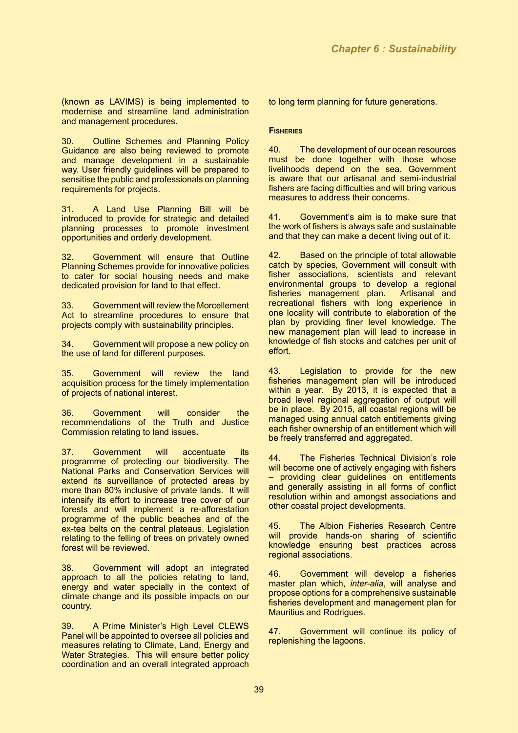(known as LAVIMS) is being implemented to modernise and streamline land administration and management procedures.

30. Outline Schemes and Planning Policy Guidance are also being reviewed to promote and manage development in a sustainable way. User friendly guidelines will be prepared to sensitise the public and professionals on planning requirements for projects.

31. A Land Use Planning Bill will be introduced to provide for strategic and detailed planning processes to promote investment opportunities and orderly development.

32. Government will ensure that Outline Planning Schemes provide for innovative policies to cater for social housing needs and make dedicated provision for land to that effect.

33. Government will review the Morcellement Act to streamline procedures to ensure that projects comply with sustainability principles.

34. Government will propose a new policy on the use of land for different purposes.

35. Government will review the land acquisition process for the timely implementation of projects of national interest.

36. Government will consider the recommendations of the Truth and Justice Commission relating to land issues**.**

37. Government will accentuate its programme of protecting our biodiversity. The National Parks and Conservation Services will extend its surveillance of protected areas by more than 80% inclusive of private lands. It will intensify its effort to increase tree cover of our forests and will implement a re-afforestation programme of the public beaches and of the ex-tea belts on the central plateaus. Legislation relating to the felling of trees on privately owned forest will be reviewed.

38. Government will adopt an integrated approach to all the policies relating to land, energy and water specially in the context of climate change and its possible impacts on our country.

39. A Prime Minister's High Level CLEWS Panel will be appointed to oversee all policies and measures relating to Climate, Land, Energy and Water Strategies. This will ensure better policy coordination and an overall integrated approach to long term planning for future generations.

#### Fisheries

40. The development of our ocean resources must be done together with those whose livelihoods depend on the sea. Government is aware that our artisanal and semi-industrial fishers are facing difficulties and will bring various measures to address their concerns.

41. Government's aim is to make sure that the work of fishers is always safe and sustainable and that they can make a decent living out of it.

42. Based on the principle of total allowable catch by species, Government will consult with fisher associations, scientists and relevant environmental groups to develop a regional fisheries management plan. Artisanal and recreational fishers with long experience in one locality will contribute to elaboration of the plan by providing finer level knowledge. The new management plan will lead to increase in knowledge of fish stocks and catches per unit of effort.

43. Legislation to provide for the new fisheries management plan will be introduced within a year. By 2013, it is expected that a broad level regional aggregation of output will be in place. By 2015, all coastal regions will be managed using annual catch entitlements giving each fisher ownership of an entitlement which will be freely transferred and aggregated.

44. The Fisheries Technical Division's role will become one of actively engaging with fishers – providing clear guidelines on entitlements and generally assisting in all forms of conflict resolution within and amongst associations and other coastal project developments.

45. The Albion Fisheries Research Centre will provide hands-on sharing of scientific knowledge ensuring best practices across regional associations.

46. Government will develop a fisheries master plan which, *inter-alia*, will analyse and propose options for a comprehensive sustainable fisheries development and management plan for Mauritius and Rodrigues.

47. Government will continue its policy of replenishing the lagoons.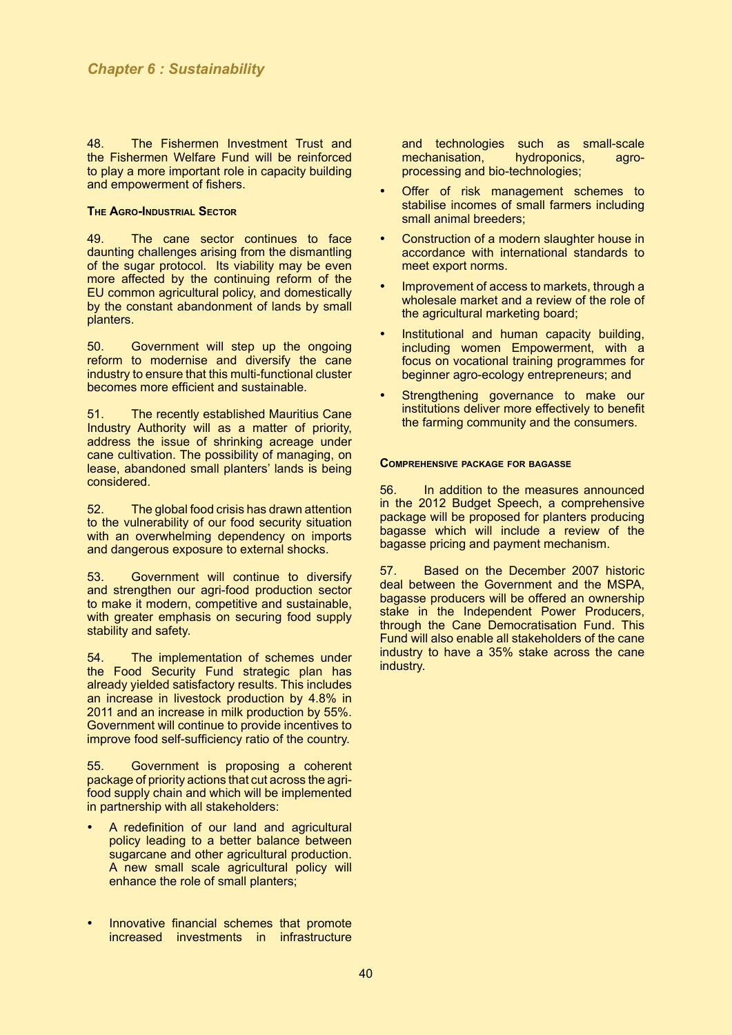48. The Fishermen Investment Trust and the Fishermen Welfare Fund will be reinforced to play a more important role in capacity building and empowerment of fishers.

### The Agro-Industrial Sector

49. The cane sector continues to face daunting challenges arising from the dismantling of the sugar protocol. Its viability may be even more affected by the continuing reform of the EU common agricultural policy, and domestically by the constant abandonment of lands by small planters.

50. Government will step up the ongoing reform to modernise and diversify the cane industry to ensure that this multi-functional cluster becomes more efficient and sustainable.

51. The recently established Mauritius Cane Industry Authority will as a matter of priority, address the issue of shrinking acreage under cane cultivation. The possibility of managing, on lease, abandoned small planters' lands is being considered.

52. The global food crisis has drawn attention to the vulnerability of our food security situation with an overwhelming dependency on imports and dangerous exposure to external shocks.

53. Government will continue to diversify and strengthen our agri-food production sector to make it modern, competitive and sustainable, with greater emphasis on securing food supply stability and safety.

54. The implementation of schemes under the Food Security Fund strategic plan has already yielded satisfactory results. This includes an increase in livestock production by 4.8% in 2011 and an increase in milk production by 55%. Government will continue to provide incentives to improve food self-sufficiency ratio of the country.

55. Government is proposing a coherent package of priority actions that cut across the agri-food supply chain and which will be implemented in partnership with all stakeholders:

- A redefinition of our land and agricultural policy leading to a better balance between sugarcane and other agricultural production. A new small scale agricultural policy will enhance the role of small planters;
- Innovative financial schemes that promote increased investments in infrastructure and technologies such as small-scale mechanisation, hydroponics, agro-processing and bio-technologies;
- Offer of risk management schemes to stabilise incomes of small farmers including small animal breeders;
- Construction of a modern slaughter house in accordance with international standards to meet export norms.
- Improvement of access to markets, through a wholesale market and a review of the role of the agricultural marketing board;
- Institutional and human capacity building, including women Empowerment, with a focus on vocational training programmes for beginner agro-ecology entrepreneurs; and
- Strengthening governance to make our institutions deliver more effectively to benefit the farming community and the consumers.

### Comprehensive package for bagasse

56. In addition to the measures announced in the 2012 Budget Speech, a comprehensive package will be proposed for planters producing bagasse which will include a review of the bagasse pricing and payment mechanism.

57. Based on the December 2007 historic deal between the Government and the MSPA, bagasse producers will be offered an ownership stake in the Independent Power Producers, through the Cane Democratisation Fund. This Fund will also enable all stakeholders of the cane industry to have a 35% stake across the cane industry.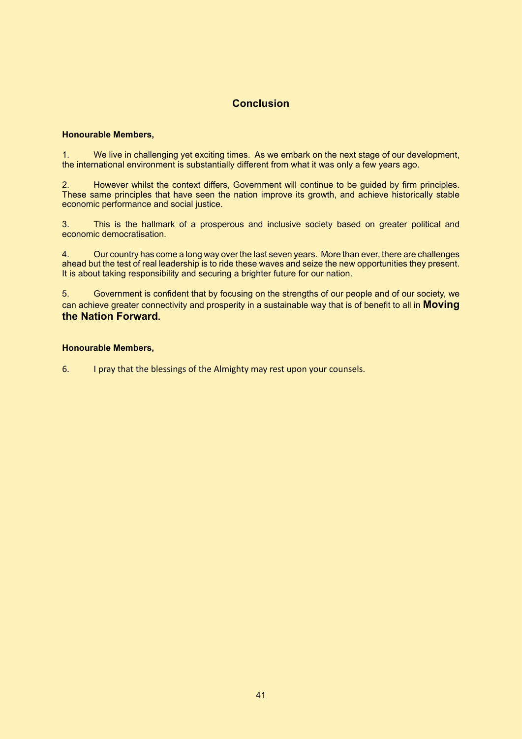## Conclusion

**Honourable Members,**

1. We live in challenging yet exciting times. As we embark on the next stage of our development, the international environment is substantially different from what it was only a few years ago.

2. However whilst the context differs, Government will continue to be guided by firm principles. These same principles that have seen the nation improve its growth, and achieve historically stable economic performance and social justice.

3. This is the hallmark of a prosperous and inclusive society based on greater political and economic democratisation.

4. Our country has come a long way over the last seven years. More than ever, there are challenges ahead but the test of real leadership is to ride these waves and seize the new opportunities they present. It is about taking responsibility and securing a brighter future for our nation.

5. Government is confident that by focusing on the strengths of our people and of our society, we can achieve greater connectivity and prosperity in a sustainable way that is of benefit to all in **Moving the Nation Forward**.

**Honourable Members,**

6. I pray that the blessings of the Almighty may rest upon your counsels.